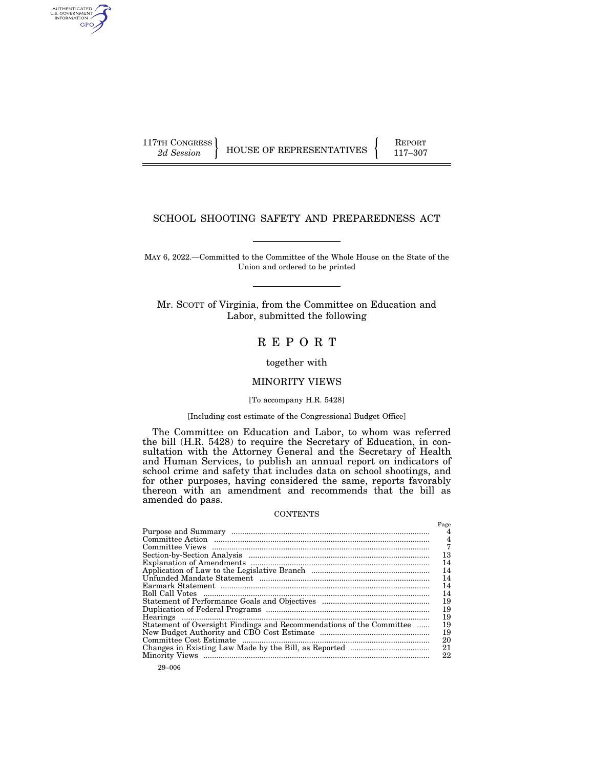117TH CONGRESS
*2d Session*

HOUSE OF REPRESENTATIVES

REPORT
117–307

# SCHOOL SHOOTING SAFETY AND PREPAREDNESS ACT

MAY 6, 2022.—Committed to the Committee of the Whole House on the State of the Union and ordered to be printed

Mr. SCOTT of Virginia, from the Committee on Education and Labor, submitted the following

# R E P O R T

together with

## MINORITY VIEWS

[To accompany H.R. 5428]

[Including cost estimate of the Congressional Budget Office]

The Committee on Education and Labor, to whom was referred the bill (H.R. 5428) to require the Secretary of Education, in consultation with the Attorney General and the Secretary of Health and Human Services, to publish an annual report on indicators of school crime and safety that includes data on school shootings, and for other purposes, having considered the same, reports favorably thereon with an amendment and recommends that the bill as amended do pass.

CONTENTS

| | Page |
|---|---|
| Purpose and Summary | 4 |
| Committee Action | 4 |
| Committee Views | 7 |
| Section-by-Section Analysis | 13 |
| Explanation of Amendments | 14 |
| Application of Law to the Legislative Branch | 14 |
| Unfunded Mandate Statement | 14 |
| Earmark Statement | 14 |
| Roll Call Votes | 14 |
| Statement of Performance Goals and Objectives | 19 |
| Duplication of Federal Programs | 19 |
| Hearings | 19 |
| Statement of Oversight Findings and Recommendations of the Committee | 19 |
| New Budget Authority and CBO Cost Estimate | 19 |
| Committee Cost Estimate | 20 |
| Changes in Existing Law Made by the Bill, as Reported | 21 |
| Minority Views | 22 |

29–006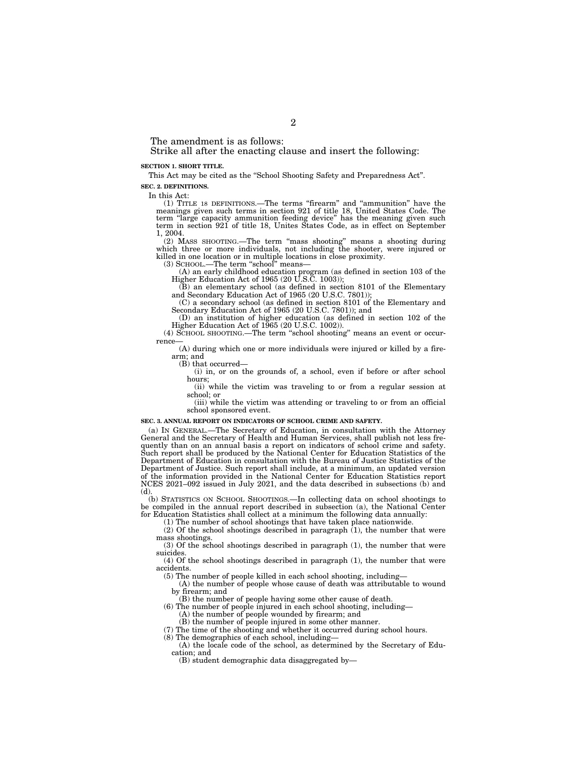The amendment is as follows:

Strike all after the enacting clause and insert the following:

**SECTION 1. SHORT TITLE.**

This Act may be cited as the "School Shooting Safety and Preparedness Act".

**SEC. 2. DEFINITIONS.**

In this Act:

(1) TITLE 18 DEFINITIONS.—The terms "firearm" and "ammunition" have the meanings given such terms in section 921 of title 18, United States Code. The term "large capacity ammunition feeding device" has the meaning given such term in section 921 of title 18, Unites States Code, as in effect on September 1, 2004.

(2) MASS SHOOTING.—The term "mass shooting" means a shooting during which three or more individuals, not including the shooter, were injured or killed in one location or in multiple locations in close proximity.

(3) SCHOOL.—The term "school" means—

(A) an early childhood education program (as defined in section 103 of the Higher Education Act of 1965 (20 U.S.C. 1003));

(B) an elementary school (as defined in section 8101 of the Elementary and Secondary Education Act of 1965 (20 U.S.C. 7801));

(C) a secondary school (as defined in section 8101 of the Elementary and Secondary Education Act of 1965 (20 U.S.C. 7801)); and

(D) an institution of higher education (as defined in section 102 of the Higher Education Act of 1965 (20 U.S.C. 1002)).

(4) SCHOOL SHOOTING.—The term "school shooting" means an event or occurrence—

(A) during which one or more individuals were injured or killed by a firearm; and

(B) that occurred—

(i) in, or on the grounds of, a school, even if before or after school hours;

(ii) while the victim was traveling to or from a regular session at school; or

(iii) while the victim was attending or traveling to or from an official school sponsored event.

**SEC. 3. ANNUAL REPORT ON INDICATORS OF SCHOOL CRIME AND SAFETY.**

(a) IN GENERAL.—The Secretary of Education, in consultation with the Attorney General and the Secretary of Health and Human Services, shall publish not less frequently than on an annual basis a report on indicators of school crime and safety. Such report shall be produced by the National Center for Education Statistics of the Department of Education in consultation with the Bureau of Justice Statistics of the Department of Justice. Such report shall include, at a minimum, an updated version of the information provided in the National Center for Education Statistics report NCES 2021–092 issued in July 2021, and the data described in subsections (b) and (d).

(b) STATISTICS ON SCHOOL SHOOTINGS.—In collecting data on school shootings to be compiled in the annual report described in subsection (a), the National Center for Education Statistics shall collect at a minimum the following data annually:

(1) The number of school shootings that have taken place nationwide.

(2) Of the school shootings described in paragraph (1), the number that were mass shootings.

(3) Of the school shootings described in paragraph (1), the number that were suicides.

(4) Of the school shootings described in paragraph (1), the number that were accidents.

(5) The number of people killed in each school shooting, including—

(A) the number of people whose cause of death was attributable to wound by firearm; and

(B) the number of people having some other cause of death.

(6) The number of people injured in each school shooting, including—

(A) the number of people wounded by firearm; and

(B) the number of people injured in some other manner.

(7) The time of the shooting and whether it occurred during school hours.

(8) The demographics of each school, including—

(A) the locale code of the school, as determined by the Secretary of Education; and

(B) student demographic data disaggregated by—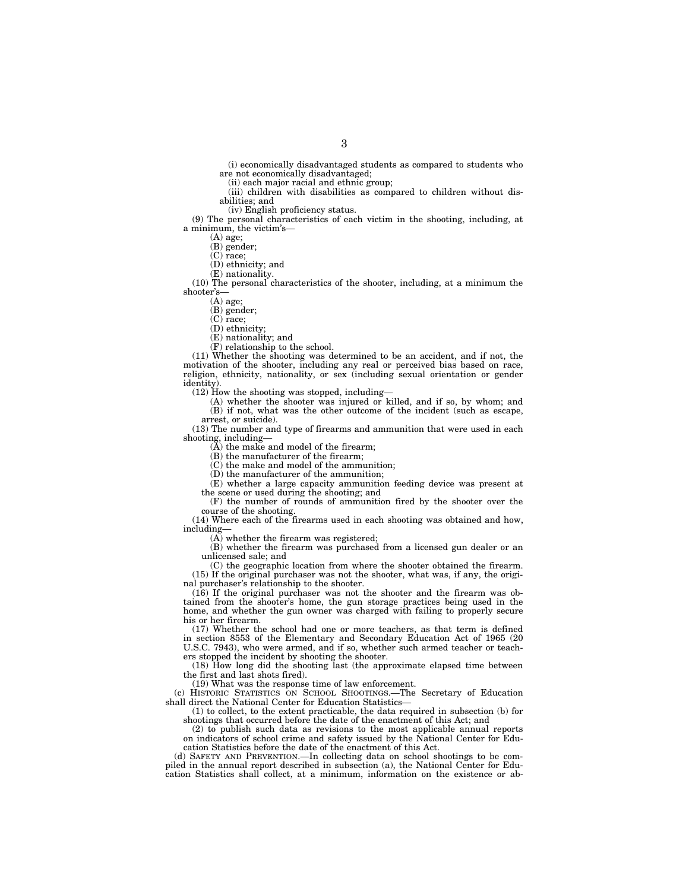(i) economically disadvantaged students as compared to students who are not economically disadvantaged;

(ii) each major racial and ethnic group;

(iii) children with disabilities as compared to children without disabilities; and

(iv) English proficiency status.

(9) The personal characteristics of each victim in the shooting, including, at a minimum, the victim's—

(A) age;

(B) gender;

(C) race;

(D) ethnicity; and

(E) nationality.

(10) The personal characteristics of the shooter, including, at a minimum the shooter's—

(A) age;

(B) gender;

(C) race;

(D) ethnicity;

(E) nationality; and

(F) relationship to the school.

(11) Whether the shooting was determined to be an accident, and if not, the motivation of the shooter, including any real or perceived bias based on race, religion, ethnicity, nationality, or sex (including sexual orientation or gender identity).

(12) How the shooting was stopped, including—

(A) whether the shooter was injured or killed, and if so, by whom; and

(B) if not, what was the other outcome of the incident (such as escape, arrest, or suicide).

(13) The number and type of firearms and ammunition that were used in each shooting, including—

(A) the make and model of the firearm;

(B) the manufacturer of the firearm;

(C) the make and model of the ammunition;

(D) the manufacturer of the ammunition;

(E) whether a large capacity ammunition feeding device was present at the scene or used during the shooting; and

(F) the number of rounds of ammunition fired by the shooter over the course of the shooting.

(14) Where each of the firearms used in each shooting was obtained and how, including—

(A) whether the firearm was registered;

(B) whether the firearm was purchased from a licensed gun dealer or an unlicensed sale; and

(C) the geographic location from where the shooter obtained the firearm.

(15) If the original purchaser was not the shooter, what was, if any, the original purchaser's relationship to the shooter.

(16) If the original purchaser was not the shooter and the firearm was obtained from the shooter's home, the gun storage practices being used in the home, and whether the gun owner was charged with failing to properly secure his or her firearm.

(17) Whether the school had one or more teachers, as that term is defined in section 8553 of the Elementary and Secondary Education Act of 1965 (20 U.S.C. 7943), who were armed, and if so, whether such armed teacher or teachers stopped the incident by shooting the shooter.

(18) How long did the shooting last (the approximate elapsed time between the first and last shots fired).

(19) What was the response time of law enforcement.

(c) HISTORIC STATISTICS ON SCHOOL SHOOTINGS.—The Secretary of Education shall direct the National Center for Education Statistics—

(1) to collect, to the extent practicable, the data required in subsection (b) for shootings that occurred before the date of the enactment of this Act; and

(2) to publish such data as revisions to the most applicable annual reports on indicators of school crime and safety issued by the National Center for Education Statistics before the date of the enactment of this Act.

(d) SAFETY AND PREVENTION.—In collecting data on school shootings to be compiled in the annual report described in subsection (a), the National Center for Education Statistics shall collect, at a minimum, information on the existence or ab-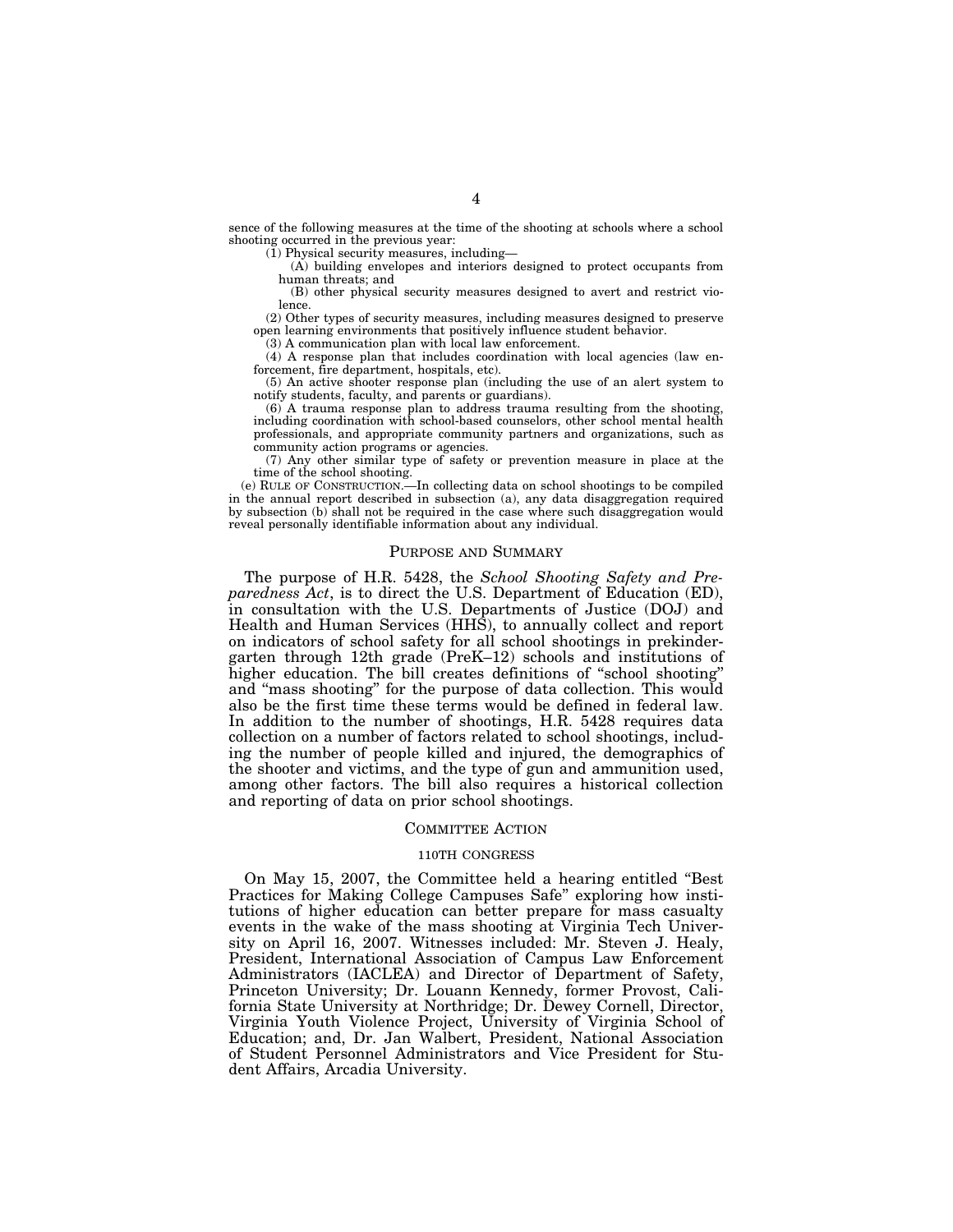sence of the following measures at the time of the shooting at schools where a school shooting occurred in the previous year:

(1) Physical security measures, including—

(A) building envelopes and interiors designed to protect occupants from human threats; and

(B) other physical security measures designed to avert and restrict violence.

(2) Other types of security measures, including measures designed to preserve open learning environments that positively influence student behavior.

(3) A communication plan with local law enforcement.

(4) A response plan that includes coordination with local agencies (law enforcement, fire department, hospitals, etc).

(5) An active shooter response plan (including the use of an alert system to notify students, faculty, and parents or guardians).

(6) A trauma response plan to address trauma resulting from the shooting, including coordination with school-based counselors, other school mental health professionals, and appropriate community partners and organizations, such as community action programs or agencies.

(7) Any other similar type of safety or prevention measure in place at the time of the school shooting.

(e) RULE OF CONSTRUCTION.—In collecting data on school shootings to be compiled in the annual report described in subsection (a), any data disaggregation required by subsection (b) shall not be required in the case where such disaggregation would reveal personally identifiable information about any individual.

## PURPOSE AND SUMMARY

The purpose of H.R. 5428, the *School Shooting Safety and Preparedness Act*, is to direct the U.S. Department of Education (ED), in consultation with the U.S. Departments of Justice (DOJ) and Health and Human Services (HHS), to annually collect and report on indicators of school safety for all school shootings in prekindergarten through 12th grade (PreK–12) schools and institutions of higher education. The bill creates definitions of "school shooting" and "mass shooting" for the purpose of data collection. This would also be the first time these terms would be defined in federal law. In addition to the number of shootings, H.R. 5428 requires data collection on a number of factors related to school shootings, including the number of people killed and injured, the demographics of the shooter and victims, and the type of gun and ammunition used, among other factors. The bill also requires a historical collection and reporting of data on prior school shootings.

## COMMITTEE ACTION

### 110TH CONGRESS

On May 15, 2007, the Committee held a hearing entitled "Best Practices for Making College Campuses Safe" exploring how institutions of higher education can better prepare for mass casualty events in the wake of the mass shooting at Virginia Tech University on April 16, 2007. Witnesses included: Mr. Steven J. Healy, President, International Association of Campus Law Enforcement Administrators (IACLEA) and Director of Department of Safety, Princeton University; Dr. Louann Kennedy, former Provost, California State University at Northridge; Dr. Dewey Cornell, Director, Virginia Youth Violence Project, University of Virginia School of Education; and, Dr. Jan Walbert, President, National Association of Student Personnel Administrators and Vice President for Student Affairs, Arcadia University.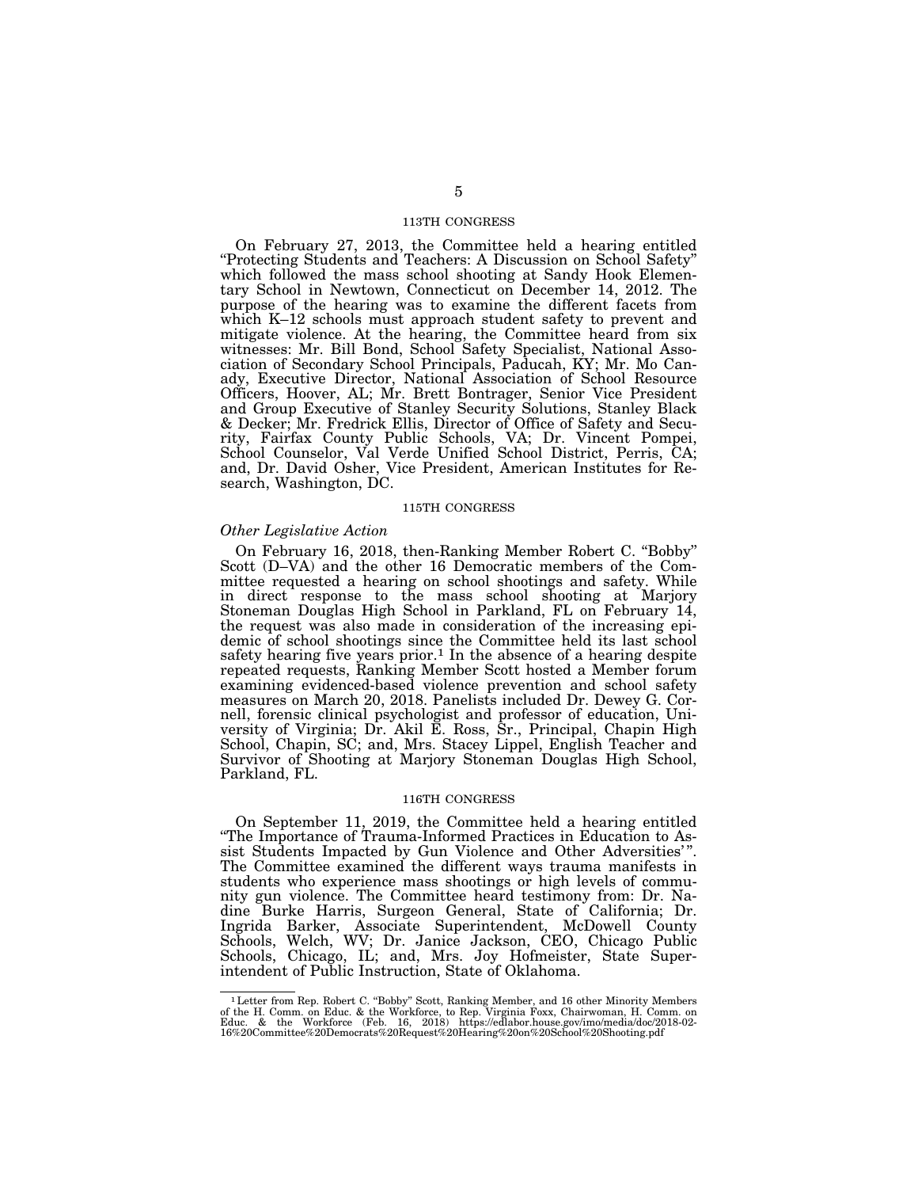### 113TH CONGRESS

On February 27, 2013, the Committee held a hearing entitled "Protecting Students and Teachers: A Discussion on School Safety" which followed the mass school shooting at Sandy Hook Elementary School in Newtown, Connecticut on December 14, 2012. The purpose of the hearing was to examine the different facets from which K–12 schools must approach student safety to prevent and mitigate violence. At the hearing, the Committee heard from six witnesses: Mr. Bill Bond, School Safety Specialist, National Association of Secondary School Principals, Paducah, KY; Mr. Mo Canady, Executive Director, National Association of School Resource Officers, Hoover, AL; Mr. Brett Bontrager, Senior Vice President and Group Executive of Stanley Security Solutions, Stanley Black & Decker; Mr. Fredrick Ellis, Director of Office of Safety and Security, Fairfax County Public Schools, VA; Dr. Vincent Pompei, School Counselor, Val Verde Unified School District, Perris, CA; and, Dr. David Osher, Vice President, American Institutes for Research, Washington, DC.

### 115TH CONGRESS

*Other Legislative Action*

On February 16, 2018, then-Ranking Member Robert C. "Bobby" Scott (D–VA) and the other 16 Democratic members of the Committee requested a hearing on school shootings and safety. While in direct response to the mass school shooting at Marjory Stoneman Douglas High School in Parkland, FL on February 14, the request was also made in consideration of the increasing epidemic of school shootings since the Committee held its last school safety hearing five years prior.[1] In the absence of a hearing despite repeated requests, Ranking Member Scott hosted a Member forum examining evidenced-based violence prevention and school safety measures on March 20, 2018. Panelists included Dr. Dewey G. Cornell, forensic clinical psychologist and professor of education, University of Virginia; Dr. Akil E. Ross, Sr., Principal, Chapin High School, Chapin, SC; and, Mrs. Stacey Lippel, English Teacher and Survivor of Shooting at Marjory Stoneman Douglas High School, Parkland, FL.

### 116TH CONGRESS

On September 11, 2019, the Committee held a hearing entitled "The Importance of Trauma-Informed Practices in Education to Assist Students Impacted by Gun Violence and Other Adversities'". The Committee examined the different ways trauma manifests in students who experience mass shootings or high levels of community gun violence. The Committee heard testimony from: Dr. Nadine Burke Harris, Surgeon General, State of California; Dr. Ingrida Barker, Associate Superintendent, McDowell County Schools, Welch, WV; Dr. Janice Jackson, CEO, Chicago Public Schools, Chicago, IL; and, Mrs. Joy Hofmeister, State Superintendent of Public Instruction, State of Oklahoma.

---

[1] Letter from Rep. Robert C. "Bobby" Scott, Ranking Member, and 16 other Minority Members of the H. Comm. on Educ. & the Workforce, to Rep. Virginia Foxx, Chairwoman, H. Comm. on Educ. & the Workforce (Feb. 16, 2018) https://edlabor.house.gov/imo/media/doc/2018-02-16%20Committee%20Democrats%20Request%20Hearing%20on%20School%20Shooting.pdf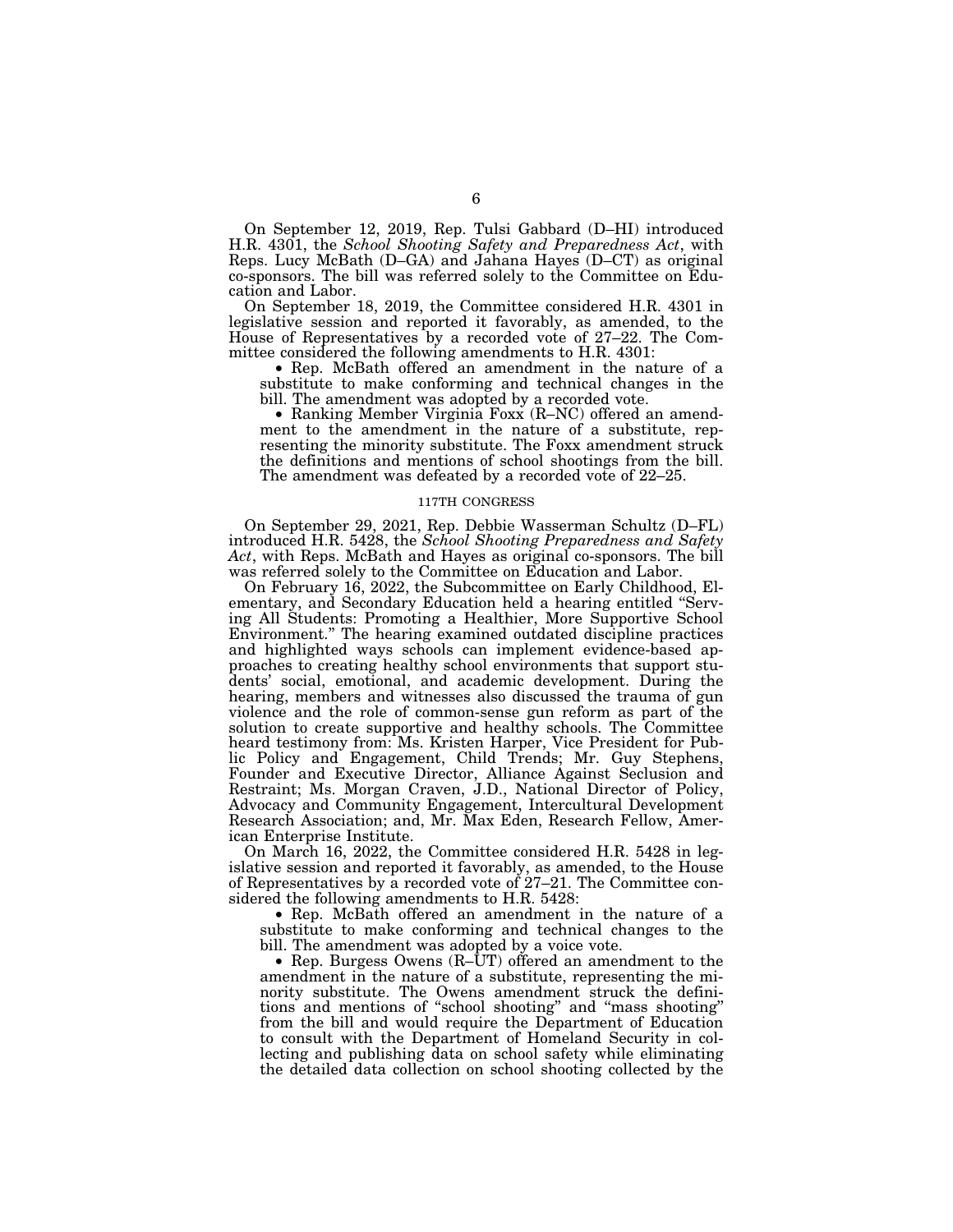On September 12, 2019, Rep. Tulsi Gabbard (D–HI) introduced H.R. 4301, the *School Shooting Safety and Preparedness Act*, with Reps. Lucy McBath (D–GA) and Jahana Hayes (D–CT) as original co-sponsors. The bill was referred solely to the Committee on Education and Labor.

On September 18, 2019, the Committee considered H.R. 4301 in legislative session and reported it favorably, as amended, to the House of Representatives by a recorded vote of 27–22. The Committee considered the following amendments to H.R. 4301:

- Rep. McBath offered an amendment in the nature of a substitute to make conforming and technical changes in the bill. The amendment was adopted by a recorded vote.
- Ranking Member Virginia Foxx (R–NC) offered an amendment to the amendment in the nature of a substitute, representing the minority substitute. The Foxx amendment struck the definitions and mentions of school shootings from the bill. The amendment was defeated by a recorded vote of 22–25.

### 117TH CONGRESS

On September 29, 2021, Rep. Debbie Wasserman Schultz (D–FL) introduced H.R. 5428, the *School Shooting Preparedness and Safety Act*, with Reps. McBath and Hayes as original co-sponsors. The bill was referred solely to the Committee on Education and Labor.

On February 16, 2022, the Subcommittee on Early Childhood, Elementary, and Secondary Education held a hearing entitled "Serving All Students: Promoting a Healthier, More Supportive School Environment." The hearing examined outdated discipline practices and highlighted ways schools can implement evidence-based approaches to creating healthy school environments that support students' social, emotional, and academic development. During the hearing, members and witnesses also discussed the trauma of gun violence and the role of common-sense gun reform as part of the solution to create supportive and healthy schools. The Committee heard testimony from: Ms. Kristen Harper, Vice President for Public Policy and Engagement, Child Trends; Mr. Guy Stephens, Founder and Executive Director, Alliance Against Seclusion and Restraint; Ms. Morgan Craven, J.D., National Director of Policy, Advocacy and Community Engagement, Intercultural Development Research Association; and, Mr. Max Eden, Research Fellow, American Enterprise Institute.

On March 16, 2022, the Committee considered H.R. 5428 in legislative session and reported it favorably, as amended, to the House of Representatives by a recorded vote of 27–21. The Committee considered the following amendments to H.R. 5428:

- Rep. McBath offered an amendment in the nature of a substitute to make conforming and technical changes to the bill. The amendment was adopted by a voice vote.
- Rep. Burgess Owens (R–UT) offered an amendment to the amendment in the nature of a substitute, representing the minority substitute. The Owens amendment struck the definitions and mentions of "school shooting" and "mass shooting" from the bill and would require the Department of Education to consult with the Department of Homeland Security in collecting and publishing data on school safety while eliminating the detailed data collection on school shooting collected by the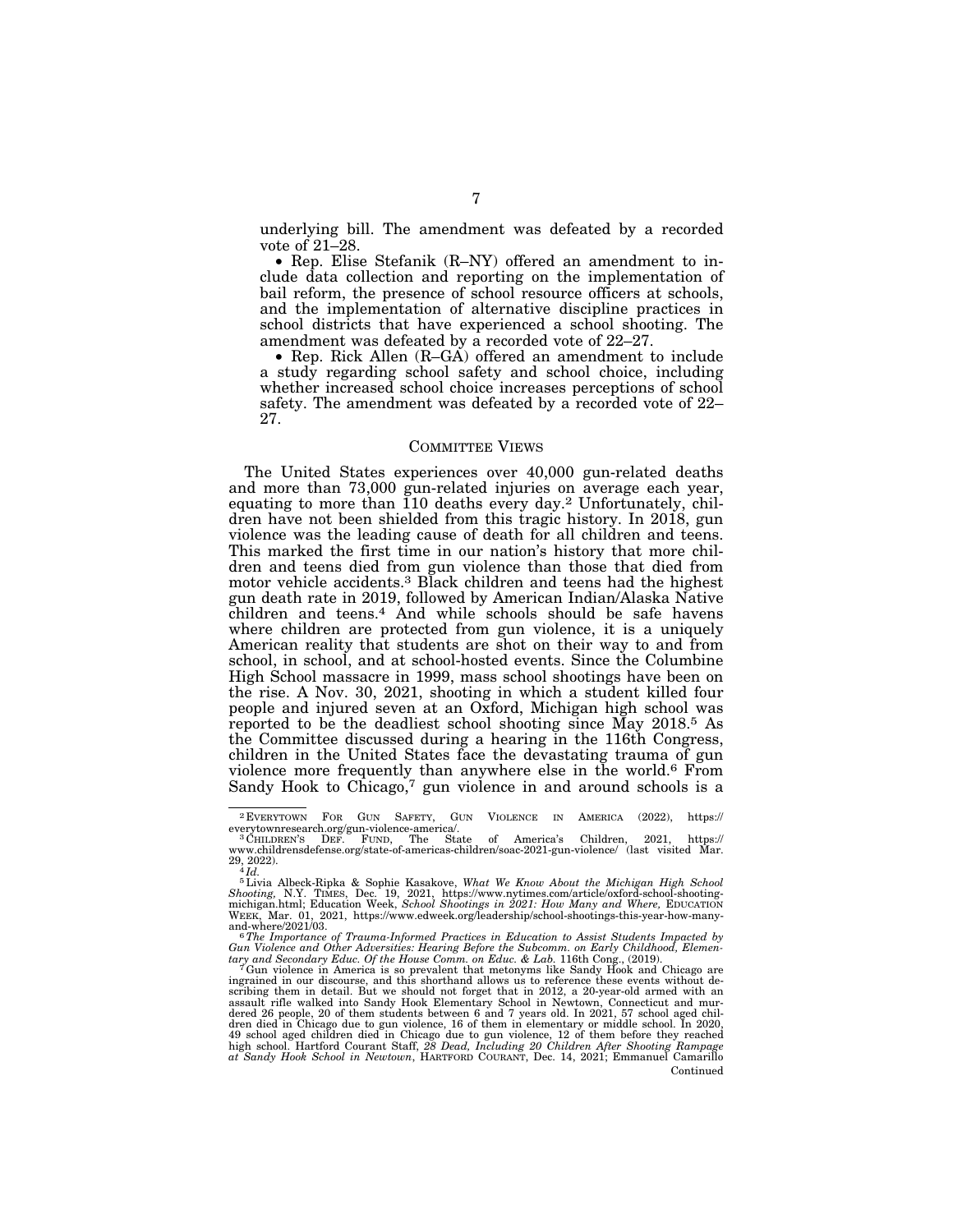underlying bill. The amendment was defeated by a recorded vote of 21–28.

- Rep. Elise Stefanik (R–NY) offered an amendment to include data collection and reporting on the implementation of bail reform, the presence of school resource officers at schools, and the implementation of alternative discipline practices in school districts that have experienced a school shooting. The amendment was defeated by a recorded vote of 22–27.
- Rep. Rick Allen (R–GA) offered an amendment to include a study regarding school safety and school choice, including whether increased school choice increases perceptions of school safety. The amendment was defeated by a recorded vote of 22–27.

## COMMITTEE VIEWS

The United States experiences over 40,000 gun-related deaths and more than 73,000 gun-related injuries on average each year, equating to more than 110 deaths every day.[2] Unfortunately, children have not been shielded from this tragic history. In 2018, gun violence was the leading cause of death for all children and teens. This marked the first time in our nation's history that more children and teens died from gun violence than those that died from motor vehicle accidents.[3] Black children and teens had the highest gun death rate in 2019, followed by American Indian/Alaska Native children and teens.[4] And while schools should be safe havens where children are protected from gun violence, it is a uniquely American reality that students are shot on their way to and from school, in school, and at school-hosted events. Since the Columbine High School massacre in 1999, mass school shootings have been on the rise. A Nov. 30, 2021, shooting in which a student killed four people and injured seven at an Oxford, Michigan high school was reported to be the deadliest school shooting since May 2018.[5] As the Committee discussed during a hearing in the 116th Congress, children in the United States face the devastating trauma of gun violence more frequently than anywhere else in the world.[6] From Sandy Hook to Chicago,[7] gun violence in and around schools is a

---

[2] EVERYTOWN FOR GUN SAFETY, GUN VIOLENCE IN AMERICA (2022), https://everytownresearch.org/gun-violence-america/.

[3] CHILDREN'S DEF. FUND, The State of America's Children, 2021, https://www.childrensdefense.org/state-of-americas-children/soac-2021-gun-violence/ (last visited Mar. 29, 2022).

[4] *Id.*

[5] Livia Albeck-Ripka & Sophie Kasakove, *What We Know About the Michigan High School Shooting,* N.Y. TIMES, Dec. 19, 2021, https://www.nytimes.com/article/oxford-school-shooting-michigan.html; Education Week, *School Shootings in 2021: How Many and Where,* EDUCATION WEEK, Mar. 01, 2021, https://www.edweek.org/leadership/school-shootings-this-year-how-many-and-where/2021/03.

[6] *The Importance of Trauma-Informed Practices in Education to Assist Students Impacted by Gun Violence and Other Adversities: Hearing Before the Subcomm. on Early Childhood, Elementary and Secondary Educ. Of the House Comm. on Educ. & Lab.* 116th Cong., (2019).

[7] Gun violence in America is so prevalent that metonyms like Sandy Hook and Chicago are ingrained in our discourse, and this shorthand allows us to reference these events without describing them in detail. But we should not forget that in 2012, a 20-year-old armed with an assault rifle walked into Sandy Hook Elementary School in Newtown, Connecticut and murdered 26 people, 20 of them students between 6 and 7 years old. In 2021, 57 school aged children died in Chicago due to gun violence, 16 of them in elementary or middle school. In 2020, 49 school aged children died in Chicago due to gun violence, 12 of them before they reached high school. Hartford Courant Staff, *28 Dead, Including 20 Children After Shooting Rampage at Sandy Hook School in Newtown,* HARTFORD COURANT, Dec. 14, 2021; Emmanuel Camarillo

Continued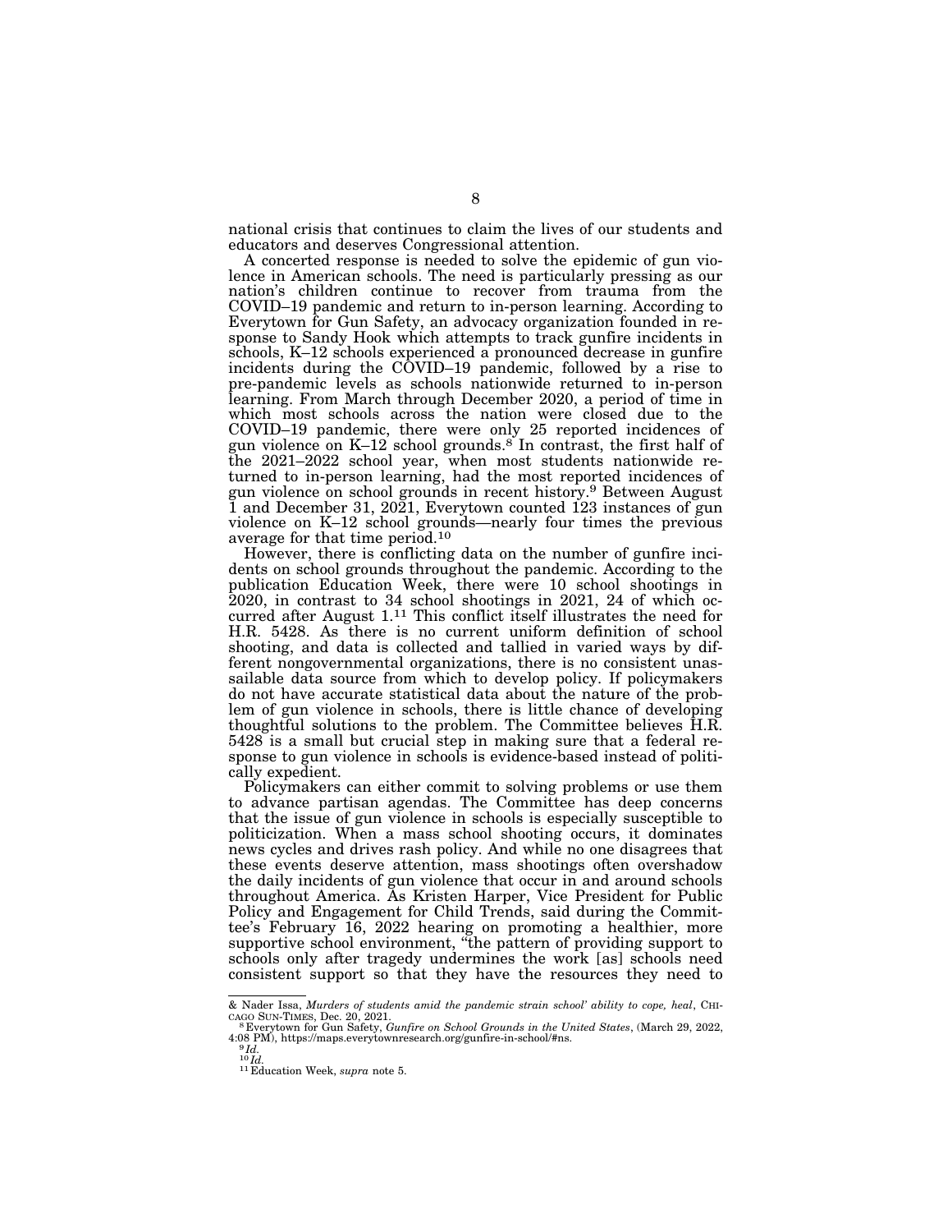national crisis that continues to claim the lives of our students and educators and deserves Congressional attention.

A concerted response is needed to solve the epidemic of gun violence in American schools. The need is particularly pressing as our nation's children continue to recover from trauma from the COVID–19 pandemic and return to in-person learning. According to Everytown for Gun Safety, an advocacy organization founded in response to Sandy Hook which attempts to track gunfire incidents in schools, K–12 schools experienced a pronounced decrease in gunfire incidents during the COVID–19 pandemic, followed by a rise to pre-pandemic levels as schools nationwide returned to in-person learning. From March through December 2020, a period of time in which most schools across the nation were closed due to the COVID–19 pandemic, there were only 25 reported incidences of gun violence on K–12 school grounds.[8] In contrast, the first half of the 2021–2022 school year, when most students nationwide returned to in-person learning, had the most reported incidences of gun violence on school grounds in recent history.[9] Between August 1 and December 31, 2021, Everytown counted 123 instances of gun violence on K–12 school grounds—nearly four times the previous average for that time period.[10]

However, there is conflicting data on the number of gunfire incidents on school grounds throughout the pandemic. According to the publication Education Week, there were 10 school shootings in 2020, in contrast to 34 school shootings in 2021, 24 of which occurred after August 1.[11] This conflict itself illustrates the need for H.R. 5428. As there is no current uniform definition of school shooting, and data is collected and tallied in varied ways by different nongovernmental organizations, there is no consistent unassailable data source from which to develop policy. If policymakers do not have accurate statistical data about the nature of the problem of gun violence in schools, there is little chance of developing thoughtful solutions to the problem. The Committee believes H.R. 5428 is a small but crucial step in making sure that a federal response to gun violence in schools is evidence-based instead of politically expedient.

Policymakers can either commit to solving problems or use them to advance partisan agendas. The Committee has deep concerns that the issue of gun violence in schools is especially susceptible to politicization. When a mass school shooting occurs, it dominates news cycles and drives rash policy. And while no one disagrees that these events deserve attention, mass shootings often overshadow the daily incidents of gun violence that occur in and around schools throughout America. As Kristen Harper, Vice President for Public Policy and Engagement for Child Trends, said during the Committee's February 16, 2022 hearing on promoting a healthier, more supportive school environment, "the pattern of providing support to schools only after tragedy undermines the work [as] schools need consistent support so that they have the resources they need to

---

& Nader Issa, *Murders of students amid the pandemic strain school' ability to cope, heal*, CHICAGO SUN-TIMES, Dec. 20, 2021.

[8] Everytown for Gun Safety, *Gunfire on School Grounds in the United States*, (March 29, 2022, 4:08 PM), https://maps.everytownresearch.org/gunfire-in-school/#ns.

[9] *Id.*

[10] *Id.*

[11] Education Week, *supra* note 5.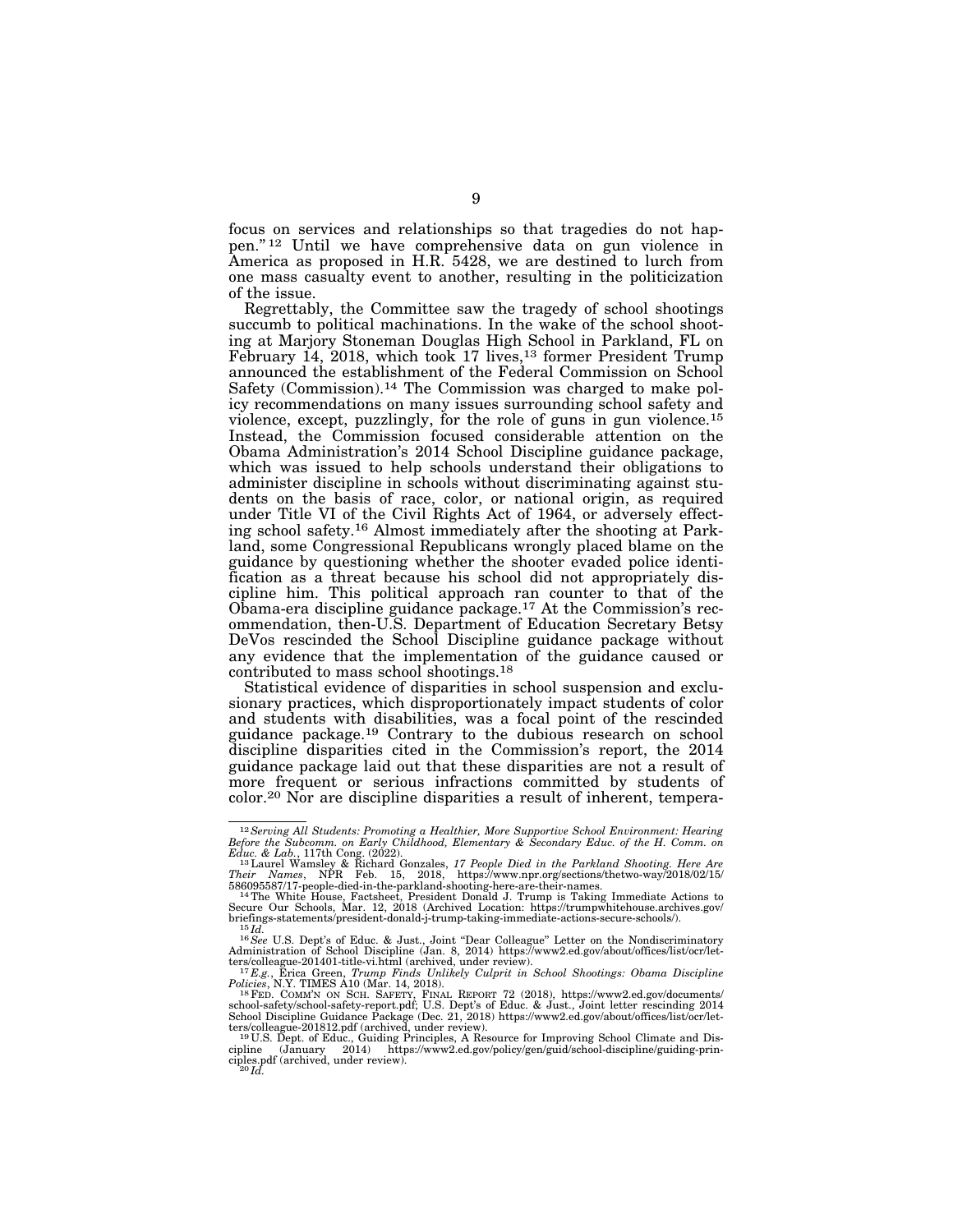focus on services and relationships so that tragedies do not happen."[12] Until we have comprehensive data on gun violence in America as proposed in H.R. 5428, we are destined to lurch from one mass casualty event to another, resulting in the politicization of the issue.

Regrettably, the Committee saw the tragedy of school shootings succumb to political machinations. In the wake of the school shooting at Marjory Stoneman Douglas High School in Parkland, FL on February 14, 2018, which took 17 lives,[13] former President Trump announced the establishment of the Federal Commission on School Safety (Commission).[14] The Commission was charged to make policy recommendations on many issues surrounding school safety and violence, except, puzzlingly, for the role of guns in gun violence.[15] Instead, the Commission focused considerable attention on the Obama Administration's 2014 School Discipline guidance package, which was issued to help schools understand their obligations to administer discipline in schools without discriminating against students on the basis of race, color, or national origin, as required under Title VI of the Civil Rights Act of 1964, or adversely effecting school safety.[16] Almost immediately after the shooting at Parkland, some Congressional Republicans wrongly placed blame on the guidance by questioning whether the shooter evaded police identification as a threat because his school did not appropriately discipline him. This political approach ran counter to that of the Obama-era discipline guidance package.[17] At the Commission's recommendation, then-U.S. Department of Education Secretary Betsy DeVos rescinded the School Discipline guidance package without any evidence that the implementation of the guidance caused or contributed to mass school shootings.[18]

Statistical evidence of disparities in school suspension and exclusionary practices, which disproportionately impact students of color and students with disabilities, was a focal point of the rescinded guidance package.[19] Contrary to the dubious research on school discipline disparities cited in the Commission's report, the 2014 guidance package laid out that these disparities are not a result of more frequent or serious infractions committed by students of color.[20] Nor are discipline disparities a result of inherent, tempera-

---

[12] *Serving All Students: Promoting a Healthier, More Supportive School Environment: Hearing Before the Subcomm. on Early Childhood, Elementary & Secondary Educ. of the H. Comm. on Educ. & Lab.*, 117th Cong. (2022).

[13] Laurel Wamsley & Richard Gonzales, *17 People Died in the Parkland Shooting. Here Are Their Names*, NPR Feb. 15, 2018, https://www.npr.org/sections/thetwo-way/2018/02/15/586095587/17-people-died-in-the-parkland-shooting-here-are-their-names.

[14] The White House, Factsheet, President Donald J. Trump is Taking Immediate Actions to Secure Our Schools, Mar. 12, 2018 (Archived Location: https://trumpwhitehouse.archives.gov/briefings-statements/president-donald-j-trump-taking-immediate-actions-secure-schools/).

[15] *Id.*

[16] *See* U.S. Dept's of Educ. & Just., Joint "Dear Colleague" Letter on the Nondiscriminatory Administration of School Discipline (Jan. 8, 2014) https://www2.ed.gov/about/offices/list/ocr/letters/colleague-201401-title-vi.html (archived, under review).

[17] *E.g.*, Erica Green, *Trump Finds Unlikely Culprit in School Shootings: Obama Discipline Policies*, N.Y. TIMES A10 (Mar. 14, 2018).

[18] FED. COMM'N ON SCH. SAFETY, FINAL REPORT 72 (2018), https://www2.ed.gov/documents/school-safety/school-safety-report.pdf; U.S. Dept's of Educ. & Just., Joint letter rescinding 2014 School Discipline Guidance Package (Dec. 21, 2018) https://www2.ed.gov/about/offices/list/ocr/letters/colleague-201812.pdf (archived, under review).

[19] U.S. Dept. of Educ., Guiding Principles, A Resource for Improving School Climate and Discipline (January 2014) https://www2.ed.gov/policy/gen/guid/school-discipline/guiding-principles.pdf (archived, under review).

[20] *Id.*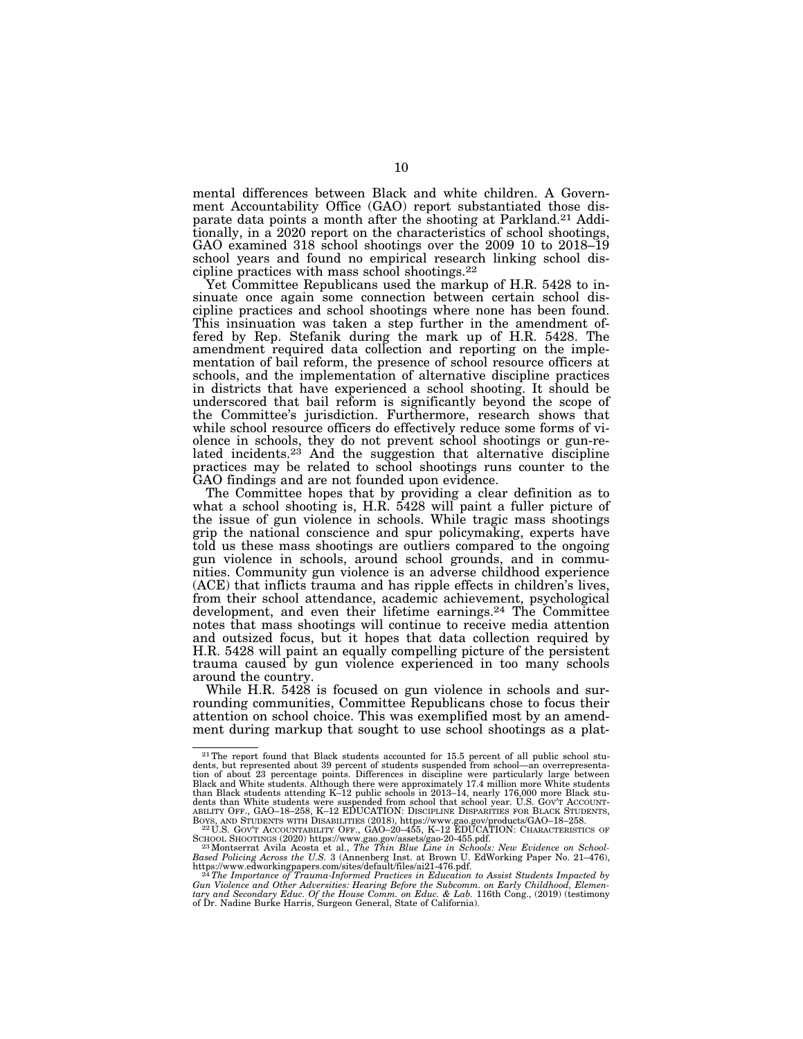mental differences between Black and white children. A Government Accountability Office (GAO) report substantiated those disparate data points a month after the shooting at Parkland.[21] Additionally, in a 2020 report on the characteristics of school shootings, GAO examined 318 school shootings over the 2009 10 to 2018–19 school years and found no empirical research linking school discipline practices with mass school shootings.[22]

Yet Committee Republicans used the markup of H.R. 5428 to insinuate once again some connection between certain school discipline practices and school shootings where none has been found. This insinuation was taken a step further in the amendment offered by Rep. Stefanik during the mark up of H.R. 5428. The amendment required data collection and reporting on the implementation of bail reform, the presence of school resource officers at schools, and the implementation of alternative discipline practices in districts that have experienced a school shooting. It should be underscored that bail reform is significantly beyond the scope of the Committee's jurisdiction. Furthermore, research shows that while school resource officers do effectively reduce some forms of violence in schools, they do not prevent school shootings or gun-related incidents.[23] And the suggestion that alternative discipline practices may be related to school shootings runs counter to the GAO findings and are not founded upon evidence.

The Committee hopes that by providing a clear definition as to what a school shooting is, H.R. 5428 will paint a fuller picture of the issue of gun violence in schools. While tragic mass shootings grip the national conscience and spur policymaking, experts have told us these mass shootings are outliers compared to the ongoing gun violence in schools, around school grounds, and in communities. Community gun violence is an adverse childhood experience (ACE) that inflicts trauma and has ripple effects in children's lives, from their school attendance, academic achievement, psychological development, and even their lifetime earnings.[24] The Committee notes that mass shootings will continue to receive media attention and outsized focus, but it hopes that data collection required by H.R. 5428 will paint an equally compelling picture of the persistent trauma caused by gun violence experienced in too many schools around the country.

While H.R. 5428 is focused on gun violence in schools and surrounding communities, Committee Republicans chose to focus their attention on school choice. This was exemplified most by an amendment during markup that sought to use school shootings as a plat-

---

[21] The report found that Black students accounted for 15.5 percent of all public school students, but represented about 39 percent of students suspended from school—an overrepresentation of about 23 percentage points. Differences in discipline were particularly large between Black and White students. Although there were approximately 17.4 million more White students than Black students attending K–12 public schools in 2013–14, nearly 176,000 more Black students than White students were suspended from school that school year. U.S. GOV'T ACCOUNTABILITY OFF., GAO–18–258, K–12 EDUCATION: DISCIPLINE DISPARITIES FOR BLACK STUDENTS, BOYS, AND STUDENTS WITH DISABILITIES (2018), https://www.gao.gov/products/GAO–18–258.

[22] U.S. GOV'T ACCOUNTABILITY OFF., GAO–20–455, K–12 EDUCATION: CHARACTERISTICS OF SCHOOL SHOOTINGS (2020) https://www.gao.gov/assets/gao-20-455.pdf.

[23] Montserrat Avila Acosta et al., *The Thin Blue Line in Schools: New Evidence on School-Based Policing Across the U.S.* 3 (Annenberg Inst. at Brown U. EdWorking Paper No. 21–476), https://www.edworkingpapers.com/sites/default/files/ai21-476.pdf.

[24] *The Importance of Trauma-Informed Practices in Education to Assist Students Impacted by Gun Violence and Other Adversities: Hearing Before the Subcomm. on Early Childhood, Elementary and Secondary Educ. Of the House Comm. on Educ. & Lab.* 116th Cong., (2019) (testimony of Dr. Nadine Burke Harris, Surgeon General, State of California).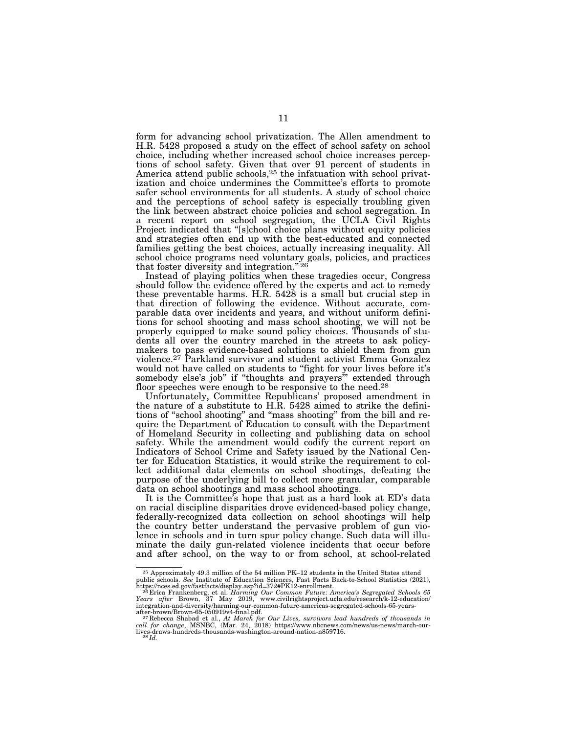form for advancing school privatization. The Allen amendment to H.R. 5428 proposed a study on the effect of school safety on school choice, including whether increased school choice increases perceptions of school safety. Given that over 91 percent of students in America attend public schools,[25] the infatuation with school privatization and choice undermines the Committee's efforts to promote safer school environments for all students. A study of school choice and the perceptions of school safety is especially troubling given the link between abstract choice policies and school segregation. In a recent report on school segregation, the UCLA Civil Rights Project indicated that "[s]chool choice plans without equity policies and strategies often end up with the best-educated and connected families getting the best choices, actually increasing inequality. All school choice programs need voluntary goals, policies, and practices that foster diversity and integration."[26]

Instead of playing politics when these tragedies occur, Congress should follow the evidence offered by the experts and act to remedy these preventable harms. H.R. 5428 is a small but crucial step in that direction of following the evidence. Without accurate, comparable data over incidents and years, and without uniform definitions for school shooting and mass school shooting, we will not be properly equipped to make sound policy choices. Thousands of students all over the country marched in the streets to ask policymakers to pass evidence-based solutions to shield them from gun violence.[27] Parkland survivor and student activist Emma Gonzalez would not have called on students to "fight for your lives before it's somebody else's job" if "thoughts and prayers'" extended through floor speeches were enough to be responsive to the need.[28]

Unfortunately, Committee Republicans' proposed amendment in the nature of a substitute to H.R. 5428 aimed to strike the definitions of "school shooting" and "mass shooting" from the bill and require the Department of Education to consult with the Department of Homeland Security in collecting and publishing data on school safety. While the amendment would codify the current report on Indicators of School Crime and Safety issued by the National Center for Education Statistics, it would strike the requirement to collect additional data elements on school shootings, defeating the purpose of the underlying bill to collect more granular, comparable data on school shootings and mass school shootings.

It is the Committee's hope that just as a hard look at ED's data on racial discipline disparities drove evidenced-based policy change, federally-recognized data collection on school shootings will help the country better understand the pervasive problem of gun violence in schools and in turn spur policy change. Such data will illuminate the daily gun-related violence incidents that occur before and after school, on the way to or from school, at school-related

---

[25] Approximately 49.3 million of the 54 million PK–12 students in the United States attend public schools. *See* Institute of Education Sciences, Fast Facts Back-to-School Statistics (2021), https://nces.ed.gov/fastfacts/display.asp?id=372#PK12-enrollment.

[26] Erica Frankenberg, et al. *Harming Our Common Future: America's Segregated Schools 65 Years after* Brown, 37 May 2019, www.civilrightsproject.ucla.edu/research/k-12-education/integration-and-diversity/harming-our-common-future-americas-segregated-schools-65-years-after-brown/Brown-65-050919v4-final.pdf.

[27] Rebecca Shabad et al., *At March for Our Lives, survivors lead hundreds of thousands in call for change*, MSNBC, (Mar. 24, 2018) https://www.nbcnews.com/news/us-news/march-our-lives-draws-hundreds-thousands-washington-around-nation-n859716.

[28] *Id.*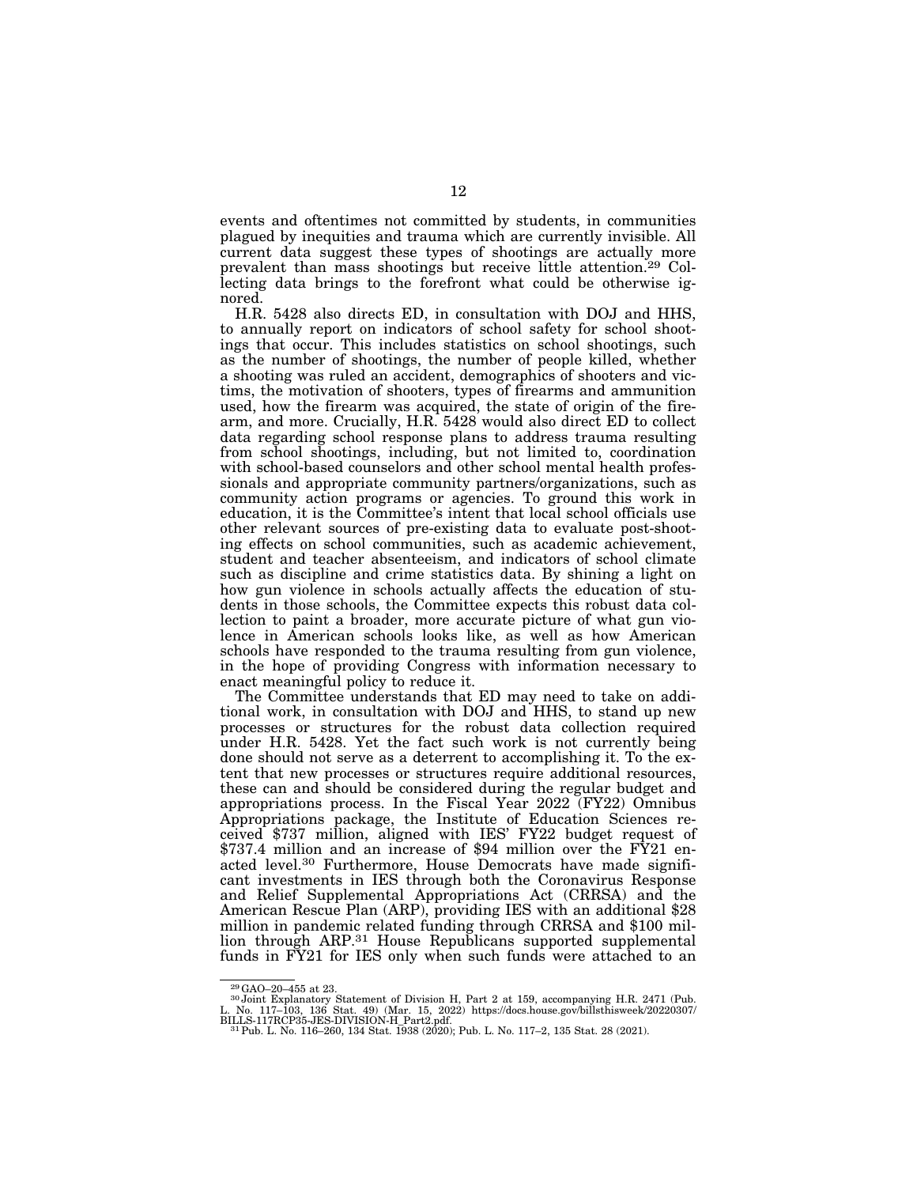events and oftentimes not committed by students, in communities plagued by inequities and trauma which are currently invisible. All current data suggest these types of shootings are actually more prevalent than mass shootings but receive little attention.[29] Collecting data brings to the forefront what could be otherwise ignored.

H.R. 5428 also directs ED, in consultation with DOJ and HHS, to annually report on indicators of school safety for school shootings that occur. This includes statistics on school shootings, such as the number of shootings, the number of people killed, whether a shooting was ruled an accident, demographics of shooters and victims, the motivation of shooters, types of firearms and ammunition used, how the firearm was acquired, the state of origin of the firearm, and more. Crucially, H.R. 5428 would also direct ED to collect data regarding school response plans to address trauma resulting from school shootings, including, but not limited to, coordination with school-based counselors and other school mental health professionals and appropriate community partners/organizations, such as community action programs or agencies. To ground this work in education, it is the Committee's intent that local school officials use other relevant sources of pre-existing data to evaluate post-shooting effects on school communities, such as academic achievement, student and teacher absenteeism, and indicators of school climate such as discipline and crime statistics data. By shining a light on how gun violence in schools actually affects the education of students in those schools, the Committee expects this robust data collection to paint a broader, more accurate picture of what gun violence in American schools looks like, as well as how American schools have responded to the trauma resulting from gun violence, in the hope of providing Congress with information necessary to enact meaningful policy to reduce it.

The Committee understands that ED may need to take on additional work, in consultation with DOJ and HHS, to stand up new processes or structures for the robust data collection required under H.R. 5428. Yet the fact such work is not currently being done should not serve as a deterrent to accomplishing it. To the extent that new processes or structures require additional resources, these can and should be considered during the regular budget and appropriations process. In the Fiscal Year 2022 (FY22) Omnibus Appropriations package, the Institute of Education Sciences received $737 million, aligned with IES' FY22 budget request of $737.4 million and an increase of $94 million over the FY21 enacted level.[30] Furthermore, House Democrats have made significant investments in IES through both the Coronavirus Response and Relief Supplemental Appropriations Act (CRRSA) and the American Rescue Plan (ARP), providing IES with an additional $28 million in pandemic related funding through CRRSA and $100 million through ARP.[31] House Republicans supported supplemental funds in FY21 for IES only when such funds were attached to an

---

[29] GAO–20–455 at 23.

[30] Joint Explanatory Statement of Division H, Part 2 at 159, accompanying H.R. 2471 (Pub. L. No. 117–103, 136 Stat. 49) (Mar. 15, 2022) https://docs.house.gov/billsthisweek/20220307/BILLS-117RCP35-JES-DIVISION-H_Part2.pdf.

[31] Pub. L. No. 116–260, 134 Stat. 1938 (2020); Pub. L. No. 117–2, 135 Stat. 28 (2021).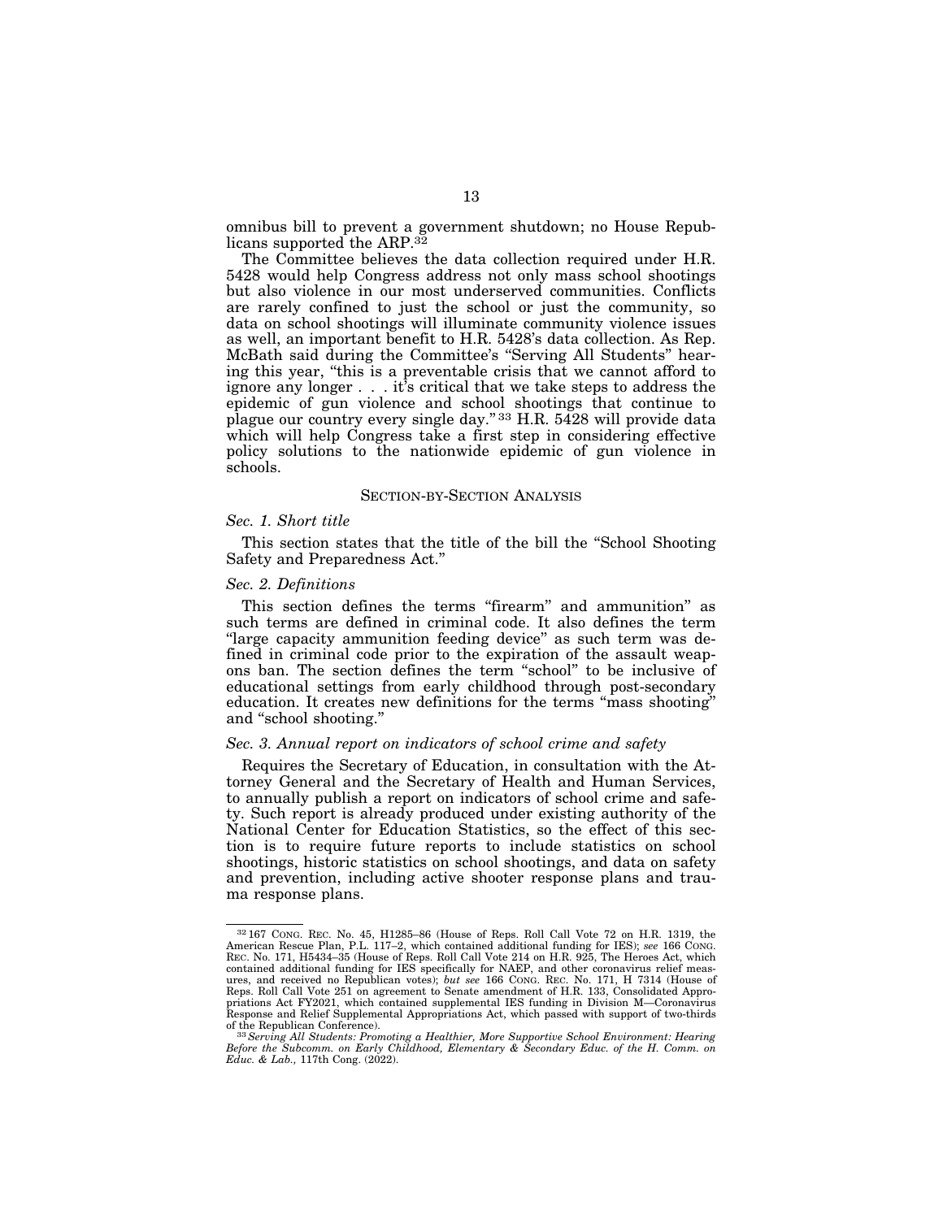omnibus bill to prevent a government shutdown; no House Republicans supported the ARP.[32]

The Committee believes the data collection required under H.R. 5428 would help Congress address not only mass school shootings but also violence in our most underserved communities. Conflicts are rarely confined to just the school or just the community, so data on school shootings will illuminate community violence issues as well, an important benefit to H.R. 5428's data collection. As Rep. McBath said during the Committee's "Serving All Students" hearing this year, "this is a preventable crisis that we cannot afford to ignore any longer . . . it's critical that we take steps to address the epidemic of gun violence and school shootings that continue to plague our country every single day."[33] H.R. 5428 will provide data which will help Congress take a first step in considering effective policy solutions to the nationwide epidemic of gun violence in schools.

## SECTION-BY-SECTION ANALYSIS

### *Sec. 1. Short title*

This section states that the title of the bill the "School Shooting Safety and Preparedness Act."

### *Sec. 2. Definitions*

This section defines the terms "firearm" and ammunition" as such terms are defined in criminal code. It also defines the term "large capacity ammunition feeding device" as such term was defined in criminal code prior to the expiration of the assault weapons ban. The section defines the term "school" to be inclusive of educational settings from early childhood through post-secondary education. It creates new definitions for the terms "mass shooting" and "school shooting."

### *Sec. 3. Annual report on indicators of school crime and safety*

Requires the Secretary of Education, in consultation with the Attorney General and the Secretary of Health and Human Services, to annually publish a report on indicators of school crime and safety. Such report is already produced under existing authority of the National Center for Education Statistics, so the effect of this section is to require future reports to include statistics on school shootings, historic statistics on school shootings, and data on safety and prevention, including active shooter response plans and trauma response plans.

---

[32] 167 CONG. REC. No. 45, H1285–86 (House of Reps. Roll Call Vote 72 on H.R. 1319, the American Rescue Plan, P.L. 117–2, which contained additional funding for IES); *see* 166 CONG. REC. No. 171, H5434–35 (House of Reps. Roll Call Vote 214 on H.R. 925, The Heroes Act, which contained additional funding for IES specifically for NAEP, and other coronavirus relief measures, and received no Republican votes); *but see* 166 CONG. REC. No. 171, H 7314 (House of Reps. Roll Call Vote 251 on agreement to Senate amendment of H.R. 133, Consolidated Appropriations Act FY2021, which contained supplemental IES funding in Division M—Coronavirus Response and Relief Supplemental Appropriations Act, which passed with support of two-thirds of the Republican Conference).

[33] *Serving All Students: Promoting a Healthier, More Supportive School Environment: Hearing Before the Subcomm. on Early Childhood, Elementary & Secondary Educ. of the H. Comm. on Educ. & Lab.,* 117th Cong. (2022).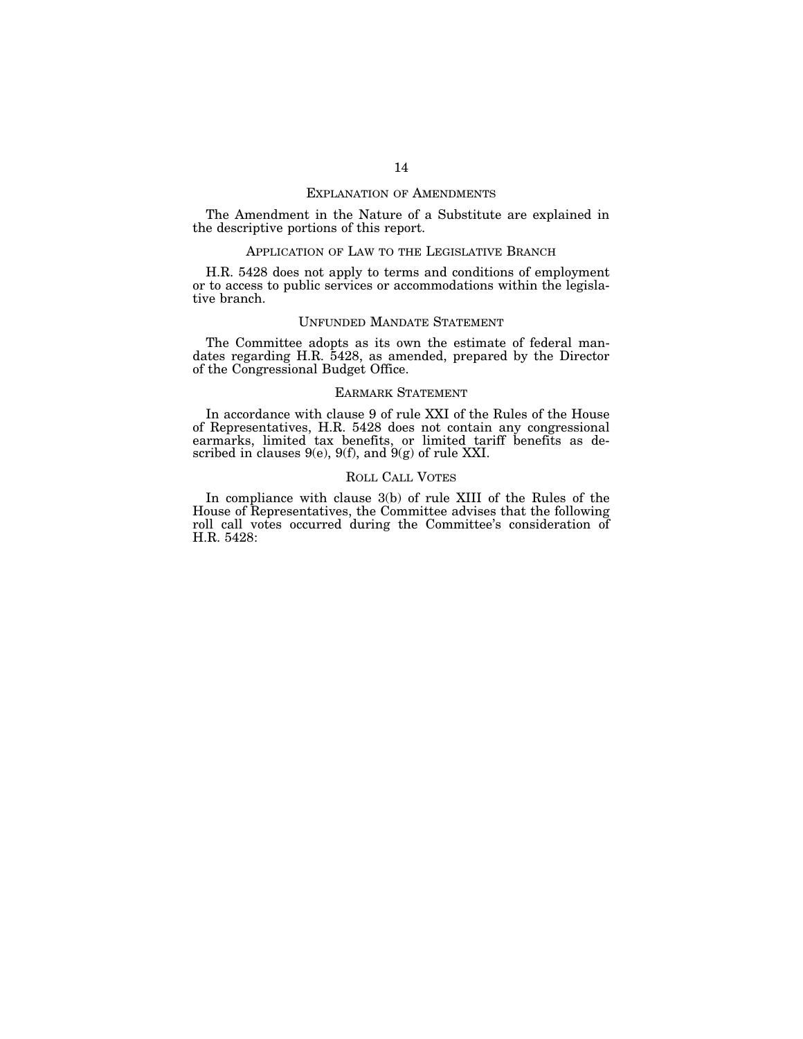## Explanation of Amendments

The Amendment in the Nature of a Substitute are explained in the descriptive portions of this report.

## Application of Law to the Legislative Branch

H.R. 5428 does not apply to terms and conditions of employment or to access to public services or accommodations within the legislative branch.

## Unfunded Mandate Statement

The Committee adopts as its own the estimate of federal mandates regarding H.R. 5428, as amended, prepared by the Director of the Congressional Budget Office.

## Earmark Statement

In accordance with clause 9 of rule XXI of the Rules of the House of Representatives, H.R. 5428 does not contain any congressional earmarks, limited tax benefits, or limited tariff benefits as described in clauses 9(e), 9(f), and 9(g) of rule XXI.

## Roll Call Votes

In compliance with clause 3(b) of rule XIII of the Rules of the House of Representatives, the Committee advises that the following roll call votes occurred during the Committee's consideration of H.R. 5428: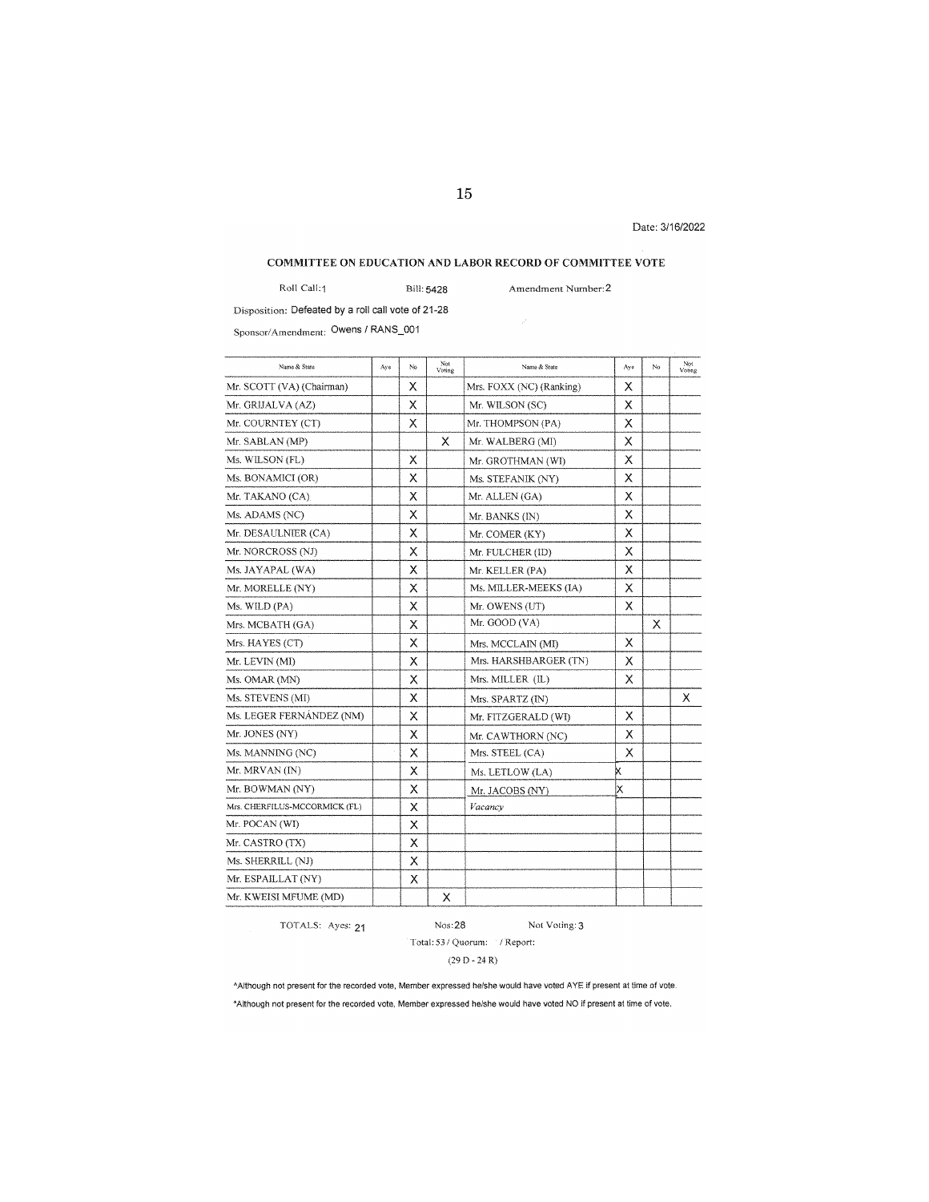Date: 3/16/2022

## COMMITTEE ON EDUCATION AND LABOR RECORD OF COMMITTEE VOTE

Roll Call: 1 Bill: 5428 Amendment Number: 2

Disposition: Defeated by a roll call vote of 21-28

Sponsor/Amendment: Owens / RANS_001

| Name & State | Aye | No | Not Voting | Name & State | Aye | No | Not Voting |
|---|---|---|---|---|---|---|---|
| Mr. SCOTT (VA) (Chairman) | | X | | Mrs. FOXX (NC) (Ranking) | X | | |
| Mr. GRIJALVA (AZ) | | X | | Mr. WILSON (SC) | X | | |
| Mr. COURTNEY (CT) | | X | | Mr. THOMPSON (PA) | X | | |
| Mr. SABLAN (MP) | | | X | Mr. WALBERG (MI) | X | | |
| Ms. WILSON (FL) | | X | | Mr. GROTHMAN (WI) | X | | |
| Ms. BONAMICI (OR) | | X | | Ms. STEFANIK (NY) | X | | |
| Mr. TAKANO (CA) | | X | | Mr. ALLEN (GA) | X | | |
| Ms. ADAMS (NC) | | X | | Mr. BANKS (IN) | X | | |
| Mr. DESAULNIER (CA) | | X | | Mr. COMER (KY) | X | | |
| Mr. NORCROSS (NJ) | | X | | Mr. FULCHER (ID) | X | | |
| Ms. JAYAPAL (WA) | | X | | Mr. KELLER (PA) | X | | |
| Mr. MORELLE (NY) | | X | | Ms. MILLER-MEEKS (IA) | X | | |
| Ms. WILD (PA) | | X | | Mr. OWENS (UT) | X | | |
| Mrs. MCBATH (GA) | | X | | Mr. GOOD (VA) | | X | |
| Mrs. HAYES (CT) | | X | | Mrs. MCCLAIN (MI) | X | | |
| Mr. LEVIN (MI) | | X | | Mrs. HARSHBARGER (TN) | X | | |
| Ms. OMAR (MN) | | X | | Mrs. MILLER (IL) | X | | |
| Ms. STEVENS (MI) | | X | | Mrs. SPARTZ (IN) | | | X |
| Ms. LEGER FERNÁNDEZ (NM) | | X | | Mr. FITZGERALD (WI) | X | | |
| Mr. JONES (NY) | | X | | Mr. CAWTHORN (NC) | X | | |
| Ms. MANNING (NC) | | X | | Mrs. STEEL (CA) | X | | |
| Mr. MRVAN (IN) | | X | | Ms. LETLOW (LA) | X | | |
| Mr. BOWMAN (NY) | | X | | Mr. JACOBS (NY) | X | | |
| Mrs. CHERFILUS-MCCORMICK (FL) | | X | | *Vacancy* | | | |
| Mr. POCAN (WI) | | X | | | | | |
| Mr. CASTRO (TX) | | X | | | | | |
| Ms. SHERRILL (NJ) | | X | | | | | |
| Mr. ESPAILLAT (NY) | | X | | | | | |
| Mr. KWEISI MFUME (MD) | | | X | | | | |

TOTALS: Ayes: 21 Nos: 28 Not Voting: 3

Total: 53 / Quorum: / Report:

(29 D - 24 R)

^Although not present for the recorded vote, Member expressed he/she would have voted AYE if present at time of vote.

*Although not present for the recorded vote, Member expressed he/she would have voted NO if present at time of vote.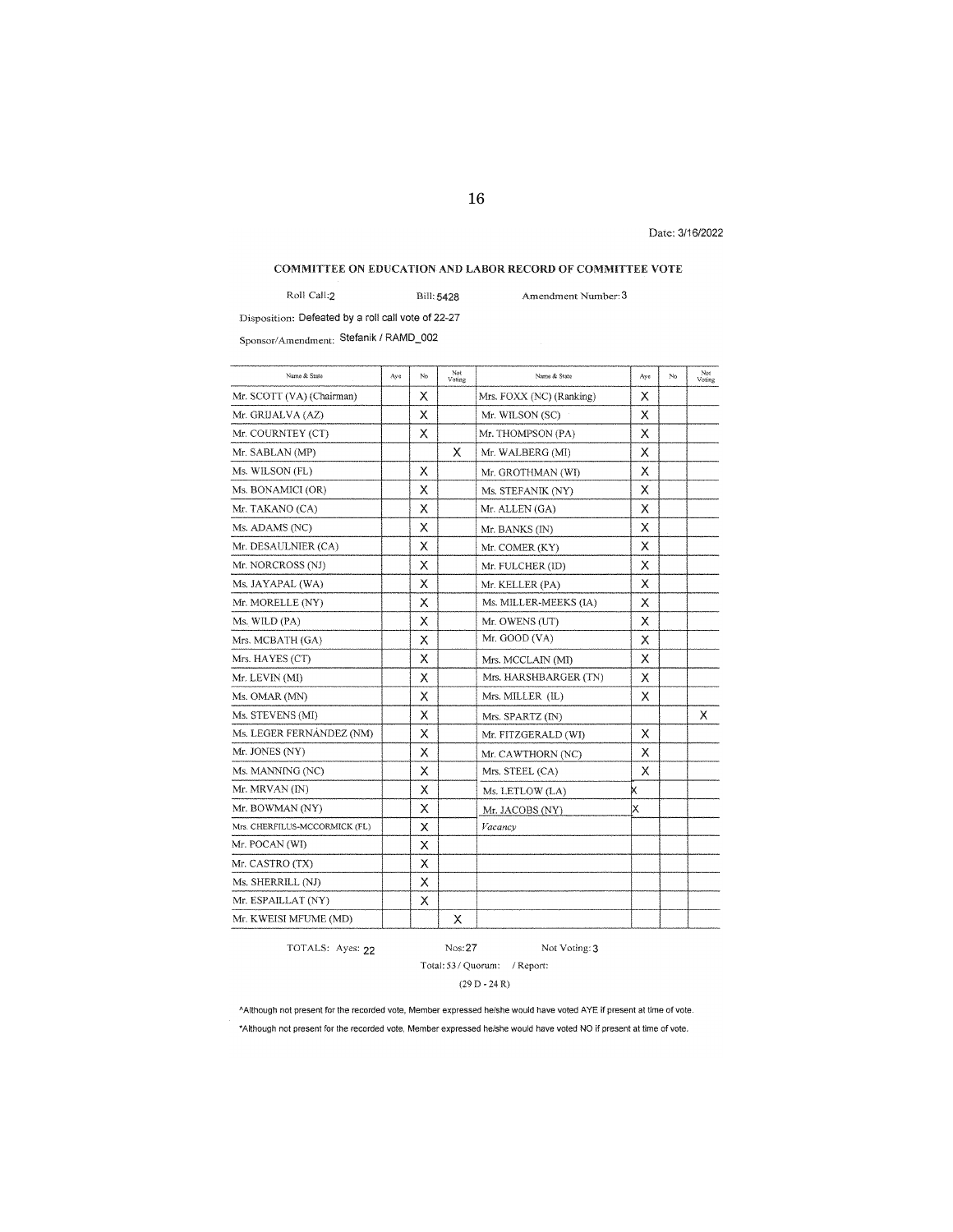Date: 3/16/2022

**COMMITTEE ON EDUCATION AND LABOR RECORD OF COMMITTEE VOTE**

Roll Call: 2 Bill: 5428 Amendment Number: 3

Disposition: Defeated by a roll call vote of 22-27

Sponsor/Amendment: Stefanik / RAMD_002

| Name & State | Aye | No | Not Voting | Name & State | Aye | No | Not Voting |
|---|---|---|---|---|---|---|---|
| Mr. SCOTT (VA) (Chairman) | | X | | Mrs. FOXX (NC) (Ranking) | X | | |
| Mr. GRIJALVA (AZ) | | X | | Mr. WILSON (SC) | X | | |
| Mr. COURNTEY (CT) | | X | | Mr. THOMPSON (PA) | X | | |
| Mr. SABLAN (MP) | | | X | Mr. WALBERG (MI) | X | | |
| Ms. WILSON (FL) | | X | | Mr. GROTHMAN (WI) | X | | |
| Ms. BONAMICI (OR) | | X | | Ms. STEFANIK (NY) | X | | |
| Mr. TAKANO (CA) | | X | | Mr. ALLEN (GA) | X | | |
| Ms. ADAMS (NC) | | X | | Mr. BANKS (IN) | X | | |
| Mr. DESAULNIER (CA) | | X | | Mr. COMER (KY) | X | | |
| Mr. NORCROSS (NJ) | | X | | Mr. FULCHER (ID) | X | | |
| Ms. JAYAPAL (WA) | | X | | Mr. KELLER (PA) | X | | |
| Mr. MORELLE (NY) | | X | | Ms. MILLER-MEEKS (IA) | X | | |
| Ms. WILD (PA) | | X | | Mr. OWENS (UT) | X | | |
| Mrs. MCBATH (GA) | | X | | Mr. GOOD (VA) | X | | |
| Mrs. HAYES (CT) | | X | | Mrs. MCCLAIN (MI) | X | | |
| Mr. LEVIN (MI) | | X | | Mrs. HARSHBARGER (TN) | X | | |
| Ms. OMAR (MN) | | X | | Mrs. MILLER (IL) | X | | |
| Ms. STEVENS (MI) | | X | | Mrs. SPARTZ (IN) | | | X |
| Ms. LEGER FERNÁNDEZ (NM) | | X | | Mr. FITZGERALD (WI) | X | | |
| Mr. JONES (NY) | | X | | Mr. CAWTHORN (NC) | X | | |
| Ms. MANNING (NC) | | X | | Mrs. STEEL (CA) | X | | |
| Mr. MRVAN (IN) | | X | | Ms. LETLOW (LA) | X | | |
| Mr. BOWMAN (NY) | | X | | Mr. JACOBS (NY) | X | | |
| Mrs. CHERFILUS-MCCORMICK (FL) | | X | | *Vacancy* | | | |
| Mr. POCAN (WI) | | X | | | | | |
| Mr. CASTRO (TX) | | X | | | | | |
| Ms. SHERRILL (NJ) | | X | | | | | |
| Mr. ESPAILLAT (NY) | | X | | | | | |
| Mr. KWEISI MFUME (MD) | | | X | | | | |

TOTALS: Ayes: 22 Nos: 27 Not Voting: 3

Total: 53 / Quorum: / Report:

(29 D - 24 R)

^Although not present for the recorded vote, Member expressed he/she would have voted AYE if present at time of vote.

*Although not present for the recorded vote, Member expressed he/she would have voted NO if present at time of vote.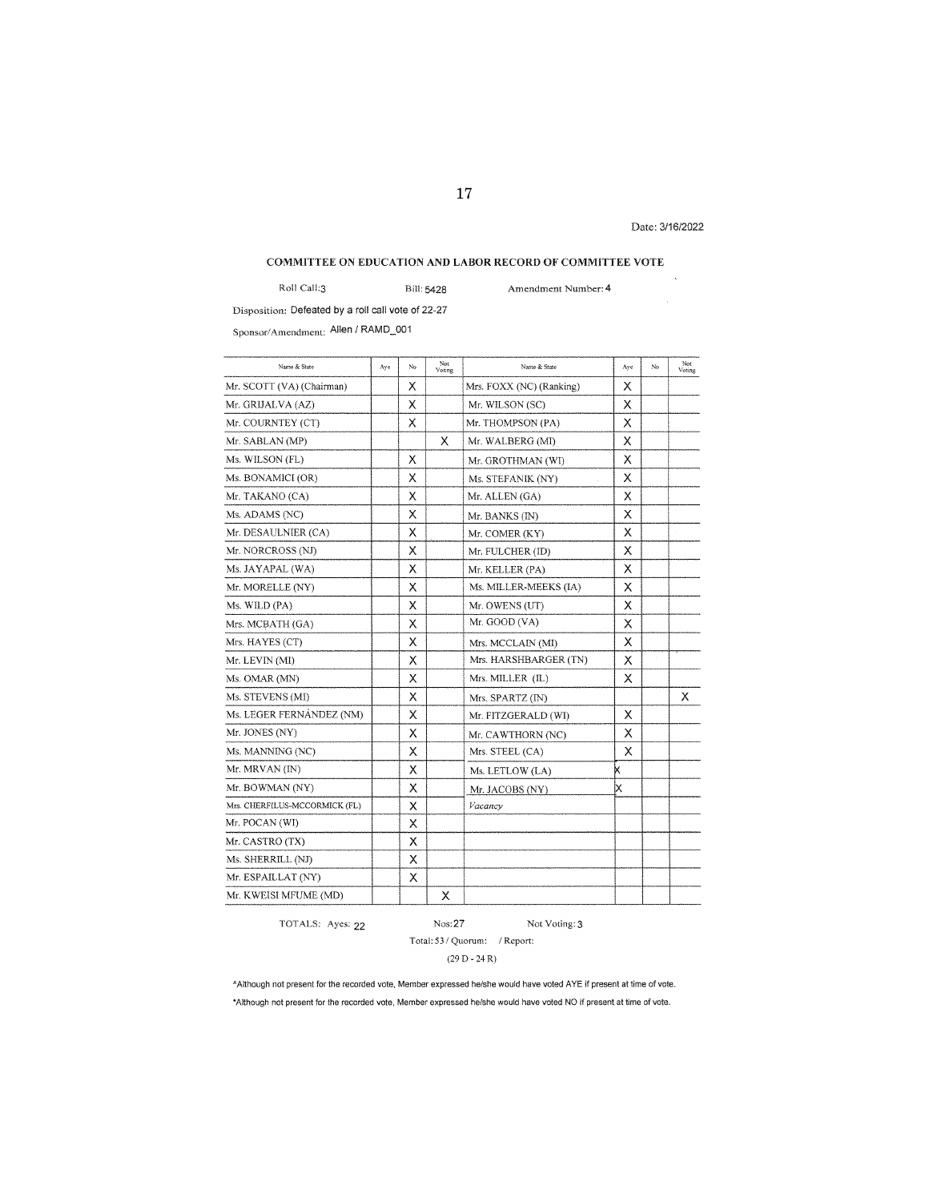Date: 3/16/2022

## COMMITTEE ON EDUCATION AND LABOR RECORD OF COMMITTEE VOTE

Roll Call: 3 Bill: 5428 Amendment Number: 4

Disposition: Defeated by a roll call vote of 22-27

Sponsor/Amendment: Allen / RAMD_001

| Name & State | Aye | No | Not Voting | Name & State | Aye | No | Not Voting |
|---|---|---|---|---|---|---|---|
| Mr. SCOTT (VA) (Chairman) | | X | | Mrs. FOXX (NC) (Ranking) | X | | |
| Mr. GRIJALVA (AZ) | | X | | Mr. WILSON (SC) | X | | |
| Mr. COURNTEY (CT) | | X | | Mr. THOMPSON (PA) | X | | |
| Mr. SABLAN (MP) | | | X | Mr. WALBERG (MI) | X | | |
| Ms. WILSON (FL) | | X | | Mr. GROTHMAN (WI) | X | | |
| Ms. BONAMICI (OR) | | X | | Ms. STEFANIK (NY) | X | | |
| Mr. TAKANO (CA) | | X | | Mr. ALLEN (GA) | X | | |
| Ms. ADAMS (NC) | | X | | Mr. BANKS (IN) | X | | |
| Mr. DESAULNIER (CA) | | X | | Mr. COMER (KY) | X | | |
| Mr. NORCROSS (NJ) | | X | | Mr. FULCHER (ID) | X | | |
| Ms. JAYAPAL (WA) | | X | | Mr. KELLER (PA) | X | | |
| Mr. MORELLE (NY) | | X | | Ms. MILLER-MEEKS (IA) | X | | |
| Ms. WILD (PA) | | X | | Mr. OWENS (UT) | X | | |
| Mrs. MCBATH (GA) | | X | | Mr. GOOD (VA) | X | | |
| Mrs. HAYES (CT) | | X | | Mrs. MCCLAIN (MI) | X | | |
| Mr. LEVIN (MI) | | X | | Mrs. HARSHBARGER (TN) | X | | |
| Ms. OMAR (MN) | | X | | Mrs. MILLER (IL) | X | | |
| Ms. STEVENS (MI) | | X | | Mrs. SPARTZ (IN) | | | X |
| Ms. LEGER FERNÁNDEZ (NM) | | X | | Mr. FITZGERALD (WI) | X | | |
| Mr. JONES (NY) | | X | | Mr. CAWTHORN (NC) | X | | |
| Ms. MANNING (NC) | | X | | Mrs. STEEL (CA) | X | | |
| Mr. MRVAN (IN) | | X | | Ms. LETLOW (LA) | X | | |
| Mr. BOWMAN (NY) | | X | | Mr. JACOBS (NY) | X | | |
| Mrs. CHERFILUS-MCCORMICK (FL) | | X | | *Vacancy* | | | |
| Mr. POCAN (WI) | | X | | | | | |
| Mr. CASTRO (TX) | | X | | | | | |
| Ms. SHERRILL (NJ) | | X | | | | | |
| Mr. ESPAILLAT (NY) | | X | | | | | |
| Mr. KWEISI MFUME (MD) | | | X | | | | |

TOTALS: Ayes: 22 Nos: 27 Not Voting: 3

Total: 53 / Quorum: / Report:

(29 D - 24 R)

^Although not present for the recorded vote, Member expressed he/she would have voted AYE if present at time of vote.

*Although not present for the recorded vote, Member expressed he/she would have voted NO if present at time of vote.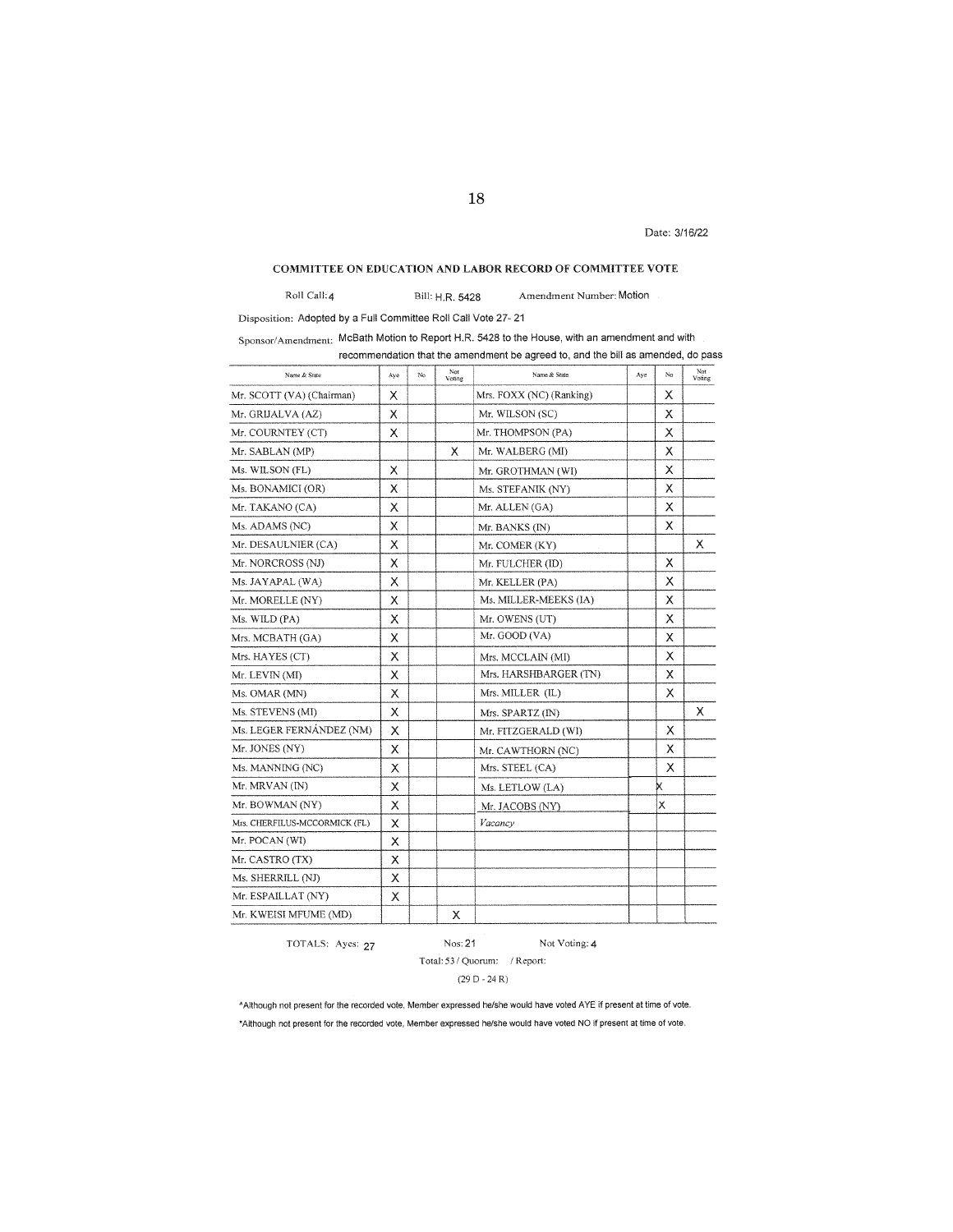Date: 3/16/22

**COMMITTEE ON EDUCATION AND LABOR RECORD OF COMMITTEE VOTE**

Roll Call: 4 Bill: H.R. 5428 Amendment Number: Motion

Disposition: Adopted by a Full Committee Roll Call Vote 27- 21

Sponsor/Amendment: McBath Motion to Report H.R. 5428 to the House, with an amendment and with recommendation that the amendment be agreed to, and the bill as amended, do pass

| Name & State | Aye | No | Not Voting | Name & State | Aye | No | Not Voting |
|---|---|---|---|---|---|---|---|
| Mr. SCOTT (VA) (Chairman) | X | | | Mrs. FOXX (NC) (Ranking) | | X | |
| Mr. GRIJALVA (AZ) | X | | | Mr. WILSON (SC) | | X | |
| Mr. COURNTEY (CT) | X | | | Mr. THOMPSON (PA) | | X | |
| Mr. SABLAN (MP) | | | X | Mr. WALBERG (MI) | | X | |
| Ms. WILSON (FL) | X | | | Mr. GROTHMAN (WI) | | X | |
| Ms. BONAMICI (OR) | X | | | Ms. STEFANIK (NY) | | X | |
| Mr. TAKANO (CA) | X | | | Mr. ALLEN (GA) | | X | |
| Ms. ADAMS (NC) | X | | | Mr. BANKS (IN) | | X | |
| Mr. DESAULNIER (CA) | X | | | Mr. COMER (KY) | | | X |
| Mr. NORCROSS (NJ) | X | | | Mr. FULCHER (ID) | | X | |
| Ms. JAYAPAL (WA) | X | | | Mr. KELLER (PA) | | X | |
| Mr. MORELLE (NY) | X | | | Ms. MILLER-MEEKS (IA) | | X | |
| Ms. WILD (PA) | X | | | Mr. OWENS (UT) | | X | |
| Mrs. MCBATH (GA) | X | | | Mr. GOOD (VA) | | X | |
| Mrs. HAYES (CT) | X | | | Mrs. MCCLAIN (MI) | | X | |
| Mr. LEVIN (MI) | X | | | Mrs. HARSHBARGER (TN) | | X | |
| Ms. OMAR (MN) | X | | | Mrs. MILLER (IL) | | X | |
| Ms. STEVENS (MI) | X | | | Mrs. SPARTZ (IN) | | | X |
| Ms. LEGER FERNÁNDEZ (NM) | X | | | Mr. FITZGERALD (WI) | | X | |
| Mr. JONES (NY) | X | | | Mr. CAWTHORN (NC) | | X | |
| Ms. MANNING (NC) | X | | | Mrs. STEEL (CA) | | X | |
| Mr. MRVAN (IN) | X | | | Ms. LETLOW (LA) | | X | |
| Mr. BOWMAN (NY) | X | | | Mr. JACOBS (NY) | | X | |
| Mrs. CHERFILUS-MCCORMICK (FL) | X | | | *Vacancy* | | | |
| Mr. POCAN (WI) | X | | | | | | |
| Mr. CASTRO (TX) | X | | | | | | |
| Ms. SHERRILL (NJ) | X | | | | | | |
| Mr. ESPAILLAT (NY) | X | | | | | | |
| Mr. KWEISI MFUME (MD) | | | X | | | | |

TOTALS: Ayes: 27 Nos: 21 Not Voting: 4

Total: 53 / Quorum: / Report:

(29 D - 24 R)

^Although not present for the recorded vote, Member expressed he/she would have voted AYE if present at time of vote.

*Although not present for the recorded vote, Member expressed he/she would have voted NO if present at time of vote.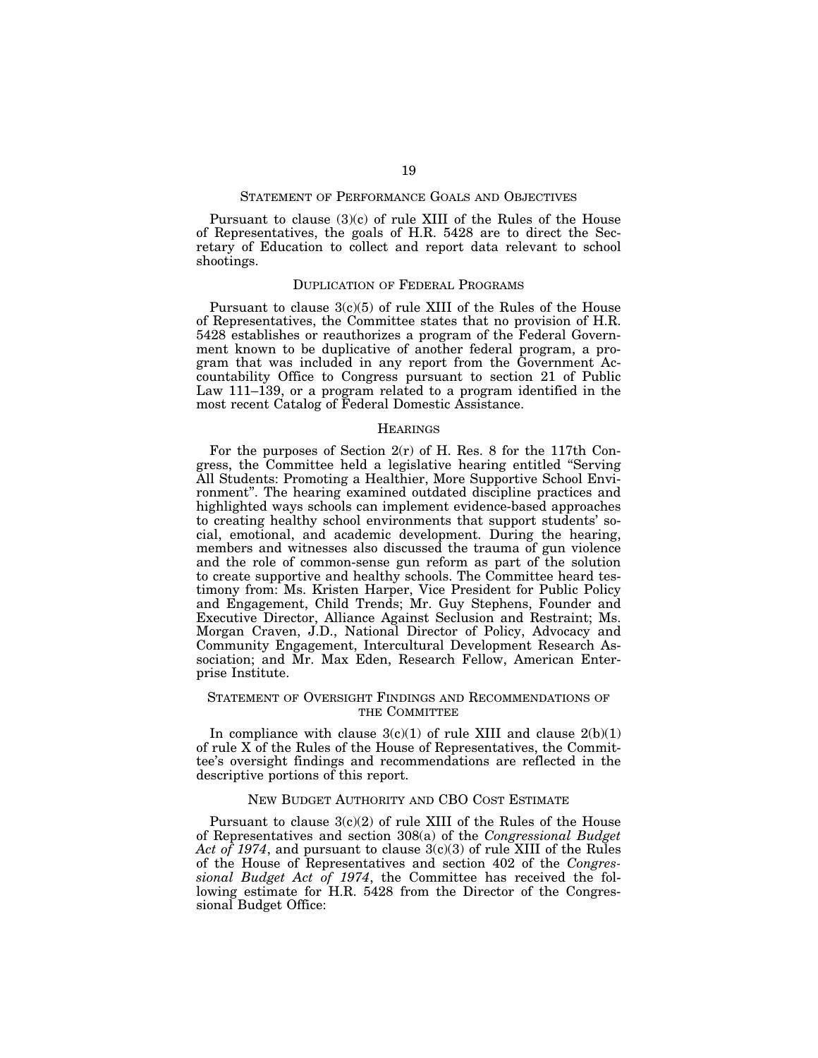## STATEMENT OF PERFORMANCE GOALS AND OBJECTIVES

Pursuant to clause (3)(c) of rule XIII of the Rules of the House of Representatives, the goals of H.R. 5428 are to direct the Secretary of Education to collect and report data relevant to school shootings.

## DUPLICATION OF FEDERAL PROGRAMS

Pursuant to clause 3(c)(5) of rule XIII of the Rules of the House of Representatives, the Committee states that no provision of H.R. 5428 establishes or reauthorizes a program of the Federal Government known to be duplicative of another federal program, a program that was included in any report from the Government Accountability Office to Congress pursuant to section 21 of Public Law 111–139, or a program related to a program identified in the most recent Catalog of Federal Domestic Assistance.

## HEARINGS

For the purposes of Section 2(r) of H. Res. 8 for the 117th Congress, the Committee held a legislative hearing entitled "Serving All Students: Promoting a Healthier, More Supportive School Environment". The hearing examined outdated discipline practices and highlighted ways schools can implement evidence-based approaches to creating healthy school environments that support students' social, emotional, and academic development. During the hearing, members and witnesses also discussed the trauma of gun violence and the role of common-sense gun reform as part of the solution to create supportive and healthy schools. The Committee heard testimony from: Ms. Kristen Harper, Vice President for Public Policy and Engagement, Child Trends; Mr. Guy Stephens, Founder and Executive Director, Alliance Against Seclusion and Restraint; Ms. Morgan Craven, J.D., National Director of Policy, Advocacy and Community Engagement, Intercultural Development Research Association; and Mr. Max Eden, Research Fellow, American Enterprise Institute.

## STATEMENT OF OVERSIGHT FINDINGS AND RECOMMENDATIONS OF THE COMMITTEE

In compliance with clause 3(c)(1) of rule XIII and clause 2(b)(1) of rule X of the Rules of the House of Representatives, the Committee's oversight findings and recommendations are reflected in the descriptive portions of this report.

## NEW BUDGET AUTHORITY AND CBO COST ESTIMATE

Pursuant to clause 3(c)(2) of rule XIII of the Rules of the House of Representatives and section 308(a) of the *Congressional Budget Act of 1974*, and pursuant to clause 3(c)(3) of rule XIII of the Rules of the House of Representatives and section 402 of the *Congressional Budget Act of 1974*, the Committee has received the following estimate for H.R. 5428 from the Director of the Congressional Budget Office: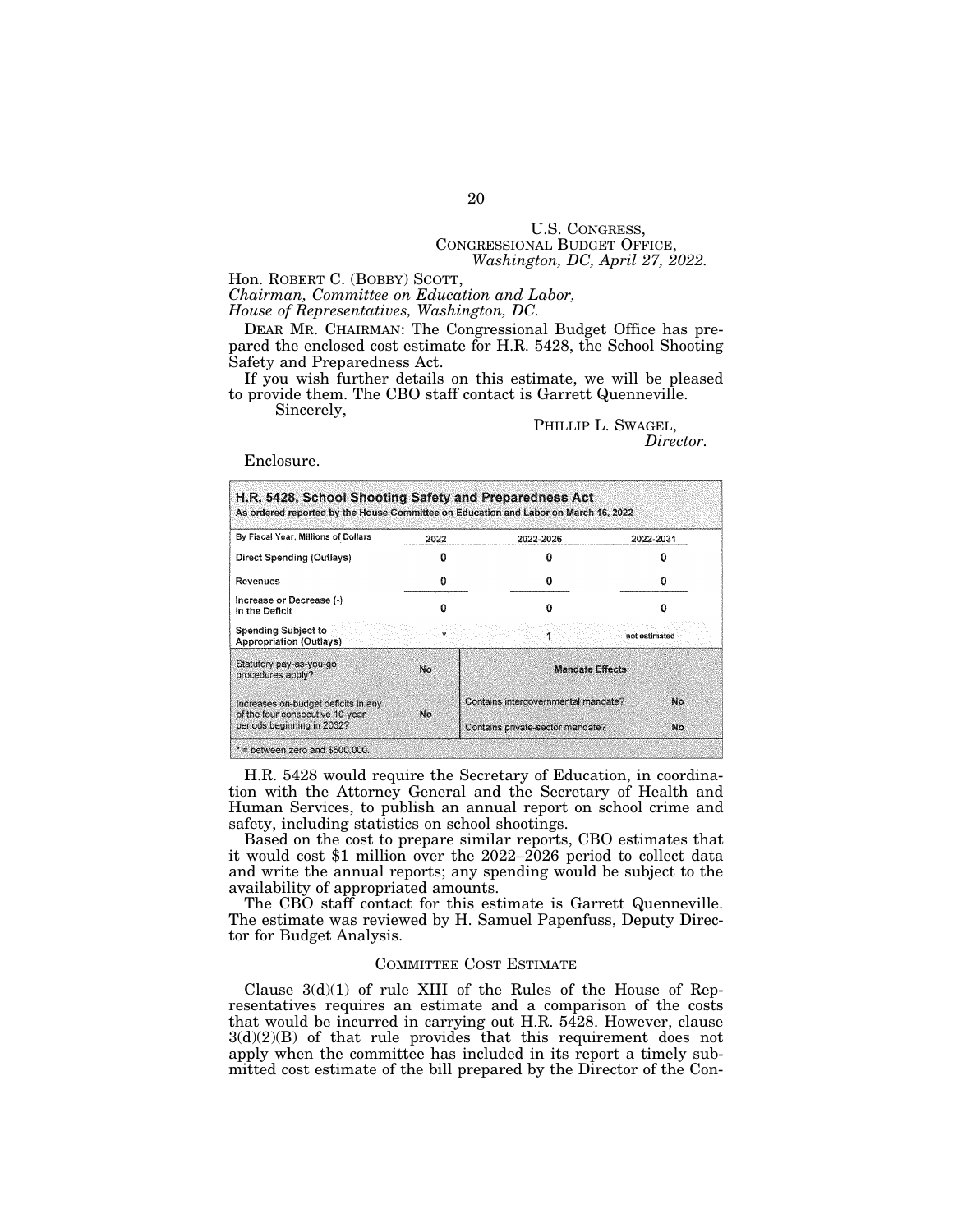U.S. CONGRESS,
CONGRESSIONAL BUDGET OFFICE,
*Washington, DC, April 27, 2022.*

Hon. ROBERT C. (BOBBY) SCOTT,
*Chairman, Committee on Education and Labor,*
*House of Representatives, Washington, DC.*

DEAR MR. CHAIRMAN: The Congressional Budget Office has prepared the enclosed cost estimate for H.R. 5428, the School Shooting Safety and Preparedness Act.

If you wish further details on this estimate, we will be pleased to provide them. The CBO staff contact is Garrett Quenneville.

Sincerely,

PHILLIP L. SWAGEL,
*Director.*

Enclosure.

**H.R. 5428, School Shooting Safety and Preparedness Act**
As ordered reported by the House Committee on Education and Labor on March 16, 2022

| By Fiscal Year, Millions of Dollars | 2022 | 2022-2026 | 2022-2031 |
|---|---|---|---|
| Direct Spending (Outlays) | 0 | 0 | 0 |
| Revenues | 0 | 0 | 0 |
| Increase or Decrease (-) in the Deficit | 0 | 0 | 0 |
| Spending Subject to Appropriation (Outlays) | * | 1 | not estimated |

| | | Mandate Effects | |
|---|---|---|---|
| Statutory pay-as-you-go procedures apply? | No | | |
| Increases on-budget deficits in any of the four consecutive 10-year periods beginning in 2032? | No | Contains intergovernmental mandate? | No |
| | | Contains private-sector mandate? | No |

* = between zero and $500,000.

H.R. 5428 would require the Secretary of Education, in coordination with the Attorney General and the Secretary of Health and Human Services, to publish an annual report on school crime and safety, including statistics on school shootings.

Based on the cost to prepare similar reports, CBO estimates that it would cost $1 million over the 2022–2026 period to collect data and write the annual reports; any spending would be subject to the availability of appropriated amounts.

The CBO staff contact for this estimate is Garrett Quenneville. The estimate was reviewed by H. Samuel Papenfuss, Deputy Director for Budget Analysis.

## COMMITTEE COST ESTIMATE

Clause 3(d)(1) of rule XIII of the Rules of the House of Representatives requires an estimate and a comparison of the costs that would be incurred in carrying out H.R. 5428. However, clause 3(d)(2)(B) of that rule provides that this requirement does not apply when the committee has included in its report a timely submitted cost estimate of the bill prepared by the Director of the Con-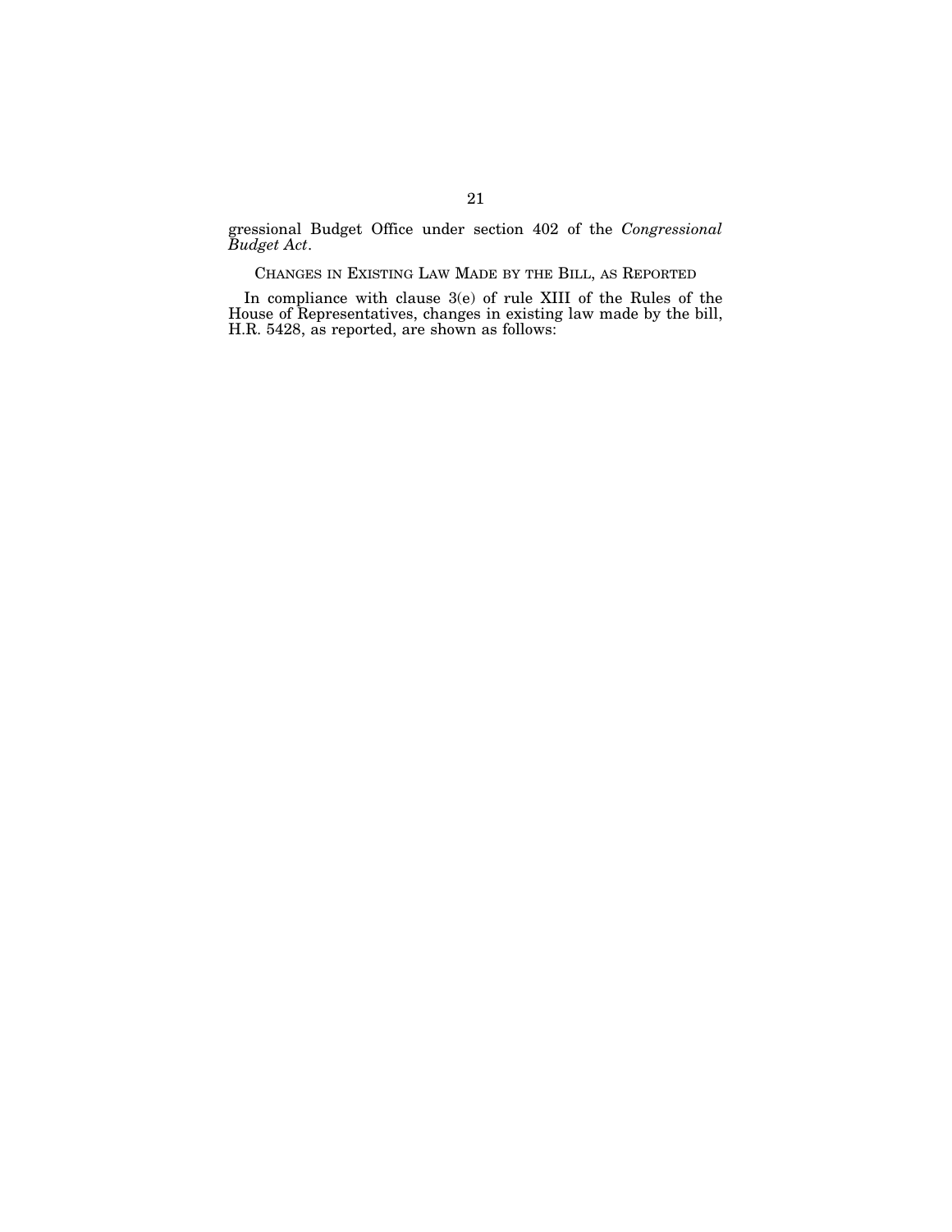gressional Budget Office under section 402 of the *Congressional Budget Act*.

## CHANGES IN EXISTING LAW MADE BY THE BILL, AS REPORTED

In compliance with clause 3(e) of rule XIII of the Rules of the House of Representatives, changes in existing law made by the bill, H.R. 5428, as reported, are shown as follows: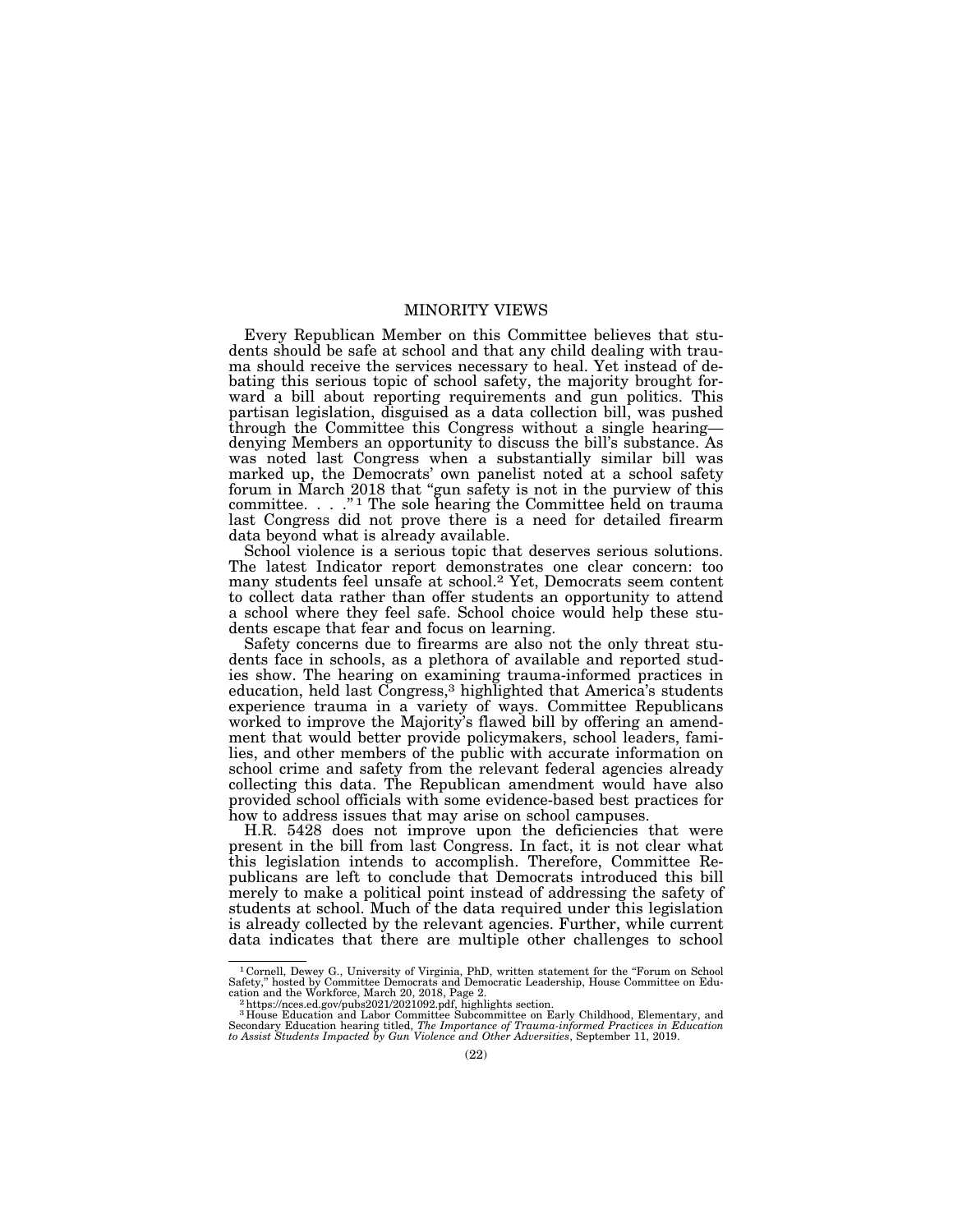## MINORITY VIEWS

Every Republican Member on this Committee believes that students should be safe at school and that any child dealing with trauma should receive the services necessary to heal. Yet instead of debating this serious topic of school safety, the majority brought forward a bill about reporting requirements and gun politics. This partisan legislation, disguised as a data collection bill, was pushed through the Committee this Congress without a single hearing—denying Members an opportunity to discuss the bill's substance. As was noted last Congress when a substantially similar bill was marked up, the Democrats' own panelist noted at a school safety forum in March 2018 that "gun safety is not in the purview of this committee. . . ."[1] The sole hearing the Committee held on trauma last Congress did not prove there is a need for detailed firearm data beyond what is already available.

School violence is a serious topic that deserves serious solutions. The latest Indicator report demonstrates one clear concern: too many students feel unsafe at school.[2] Yet, Democrats seem content to collect data rather than offer students an opportunity to attend a school where they feel safe. School choice would help these students escape that fear and focus on learning.

Safety concerns due to firearms are also not the only threat students face in schools, as a plethora of available and reported studies show. The hearing on examining trauma-informed practices in education, held last Congress,[3] highlighted that America's students experience trauma in a variety of ways. Committee Republicans worked to improve the Majority's flawed bill by offering an amendment that would better provide policymakers, school leaders, families, and other members of the public with accurate information on school crime and safety from the relevant federal agencies already collecting this data. The Republican amendment would have also provided school officials with some evidence-based best practices for how to address issues that may arise on school campuses.

H.R. 5428 does not improve upon the deficiencies that were present in the bill from last Congress. In fact, it is not clear what this legislation intends to accomplish. Therefore, Committee Republicans are left to conclude that Democrats introduced this bill merely to make a political point instead of addressing the safety of students at school. Much of the data required under this legislation is already collected by the relevant agencies. Further, while current data indicates that there are multiple other challenges to school

---

[1] Cornell, Dewey G., University of Virginia, PhD, written statement for the "Forum on School Safety," hosted by Committee Democrats and Democratic Leadership, House Committee on Education and the Workforce, March 20, 2018, Page 2.

[2] https://nces.ed.gov/pubs2021/2021092.pdf, highlights section.

[3] House Education and Labor Committee Subcommittee on Early Childhood, Elementary, and Secondary Education hearing titled, *The Importance of Trauma-informed Practices in Education to Assist Students Impacted by Gun Violence and Other Adversities*, September 11, 2019.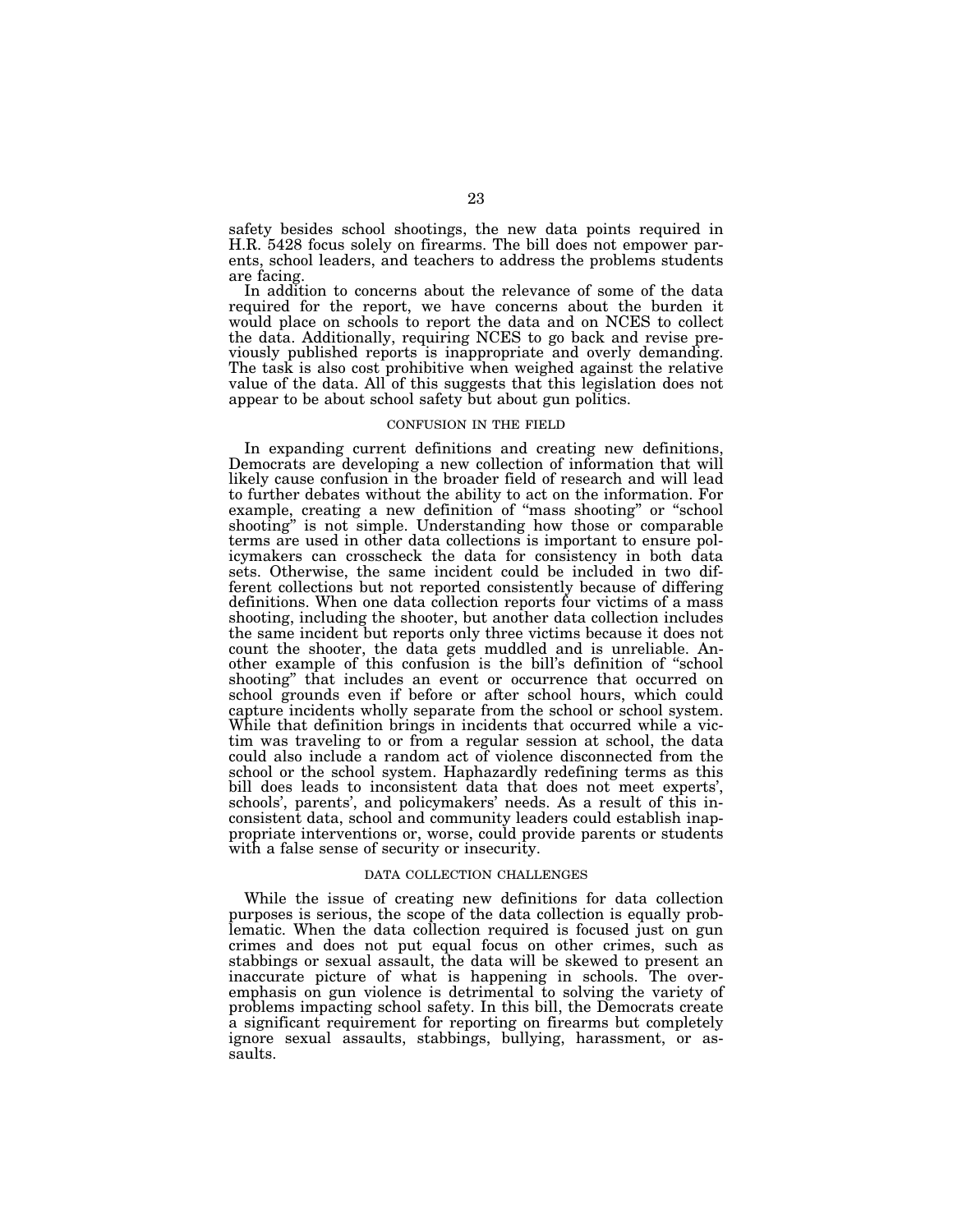safety besides school shootings, the new data points required in H.R. 5428 focus solely on firearms. The bill does not empower parents, school leaders, and teachers to address the problems students are facing.

In addition to concerns about the relevance of some of the data required for the report, we have concerns about the burden it would place on schools to report the data and on NCES to collect the data. Additionally, requiring NCES to go back and revise previously published reports is inappropriate and overly demanding. The task is also cost prohibitive when weighed against the relative value of the data. All of this suggests that this legislation does not appear to be about school safety but about gun politics.

### CONFUSION IN THE FIELD

In expanding current definitions and creating new definitions, Democrats are developing a new collection of information that will likely cause confusion in the broader field of research and will lead to further debates without the ability to act on the information. For example, creating a new definition of "mass shooting" or "school shooting" is not simple. Understanding how those or comparable terms are used in other data collections is important to ensure policymakers can crosscheck the data for consistency in both data sets. Otherwise, the same incident could be included in two different collections but not reported consistently because of differing definitions. When one data collection reports four victims of a mass shooting, including the shooter, but another data collection includes the same incident but reports only three victims because it does not count the shooter, the data gets muddled and is unreliable. Another example of this confusion is the bill's definition of "school shooting" that includes an event or occurrence that occurred on school grounds even if before or after school hours, which could capture incidents wholly separate from the school or school system. While that definition brings in incidents that occurred while a victim was traveling to or from a regular session at school, the data could also include a random act of violence disconnected from the school or the school system. Haphazardly redefining terms as this bill does leads to inconsistent data that does not meet experts', schools', parents', and policymakers' needs. As a result of this inconsistent data, school and community leaders could establish inappropriate interventions or, worse, could provide parents or students with a false sense of security or insecurity.

### DATA COLLECTION CHALLENGES

While the issue of creating new definitions for data collection purposes is serious, the scope of the data collection is equally problematic. When the data collection required is focused just on gun crimes and does not put equal focus on other crimes, such as stabbings or sexual assault, the data will be skewed to present an inaccurate picture of what is happening in schools. The overemphasis on gun violence is detrimental to solving the variety of problems impacting school safety. In this bill, the Democrats create a significant requirement for reporting on firearms but completely ignore sexual assaults, stabbings, bullying, harassment, or assaults.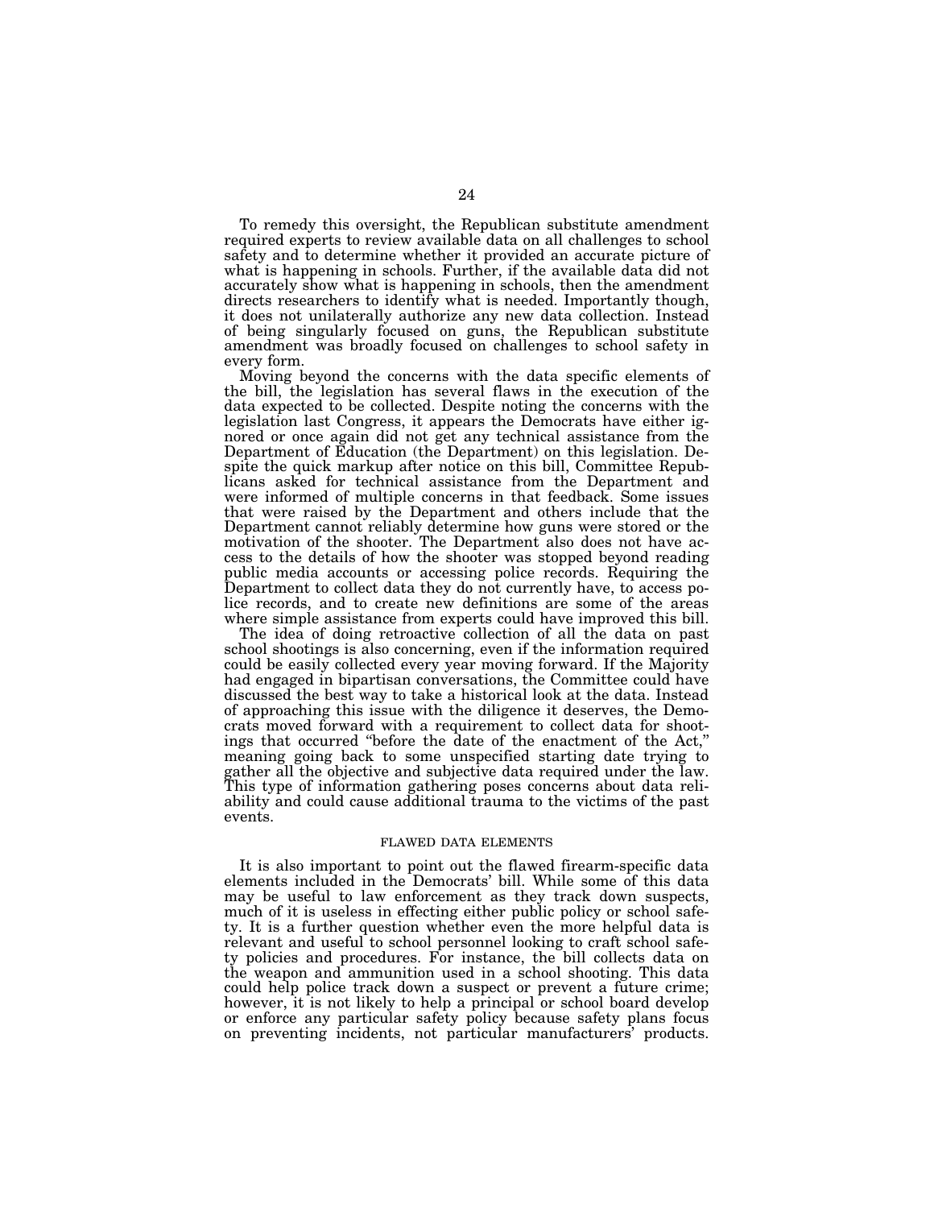To remedy this oversight, the Republican substitute amendment required experts to review available data on all challenges to school safety and to determine whether it provided an accurate picture of what is happening in schools. Further, if the available data did not accurately show what is happening in schools, then the amendment directs researchers to identify what is needed. Importantly though, it does not unilaterally authorize any new data collection. Instead of being singularly focused on guns, the Republican substitute amendment was broadly focused on challenges to school safety in every form.

Moving beyond the concerns with the data specific elements of the bill, the legislation has several flaws in the execution of the data expected to be collected. Despite noting the concerns with the legislation last Congress, it appears the Democrats have either ignored or once again did not get any technical assistance from the Department of Education (the Department) on this legislation. Despite the quick markup after notice on this bill, Committee Republicans asked for technical assistance from the Department and were informed of multiple concerns in that feedback. Some issues that were raised by the Department and others include that the Department cannot reliably determine how guns were stored or the motivation of the shooter. The Department also does not have access to the details of how the shooter was stopped beyond reading public media accounts or accessing police records. Requiring the Department to collect data they do not currently have, to access police records, and to create new definitions are some of the areas where simple assistance from experts could have improved this bill.

The idea of doing retroactive collection of all the data on past school shootings is also concerning, even if the information required could be easily collected every year moving forward. If the Majority had engaged in bipartisan conversations, the Committee could have discussed the best way to take a historical look at the data. Instead of approaching this issue with the diligence it deserves, the Democrats moved forward with a requirement to collect data for shootings that occurred "before the date of the enactment of the Act," meaning going back to some unspecified starting date trying to gather all the objective and subjective data required under the law. This type of information gathering poses concerns about data reliability and could cause additional trauma to the victims of the past events.

## FLAWED DATA ELEMENTS

It is also important to point out the flawed firearm-specific data elements included in the Democrats' bill. While some of this data may be useful to law enforcement as they track down suspects, much of it is useless in effecting either public policy or school safety. It is a further question whether even the more helpful data is relevant and useful to school personnel looking to craft school safety policies and procedures. For instance, the bill collects data on the weapon and ammunition used in a school shooting. This data could help police track down a suspect or prevent a future crime; however, it is not likely to help a principal or school board develop or enforce any particular safety policy because safety plans focus on preventing incidents, not particular manufacturers' products.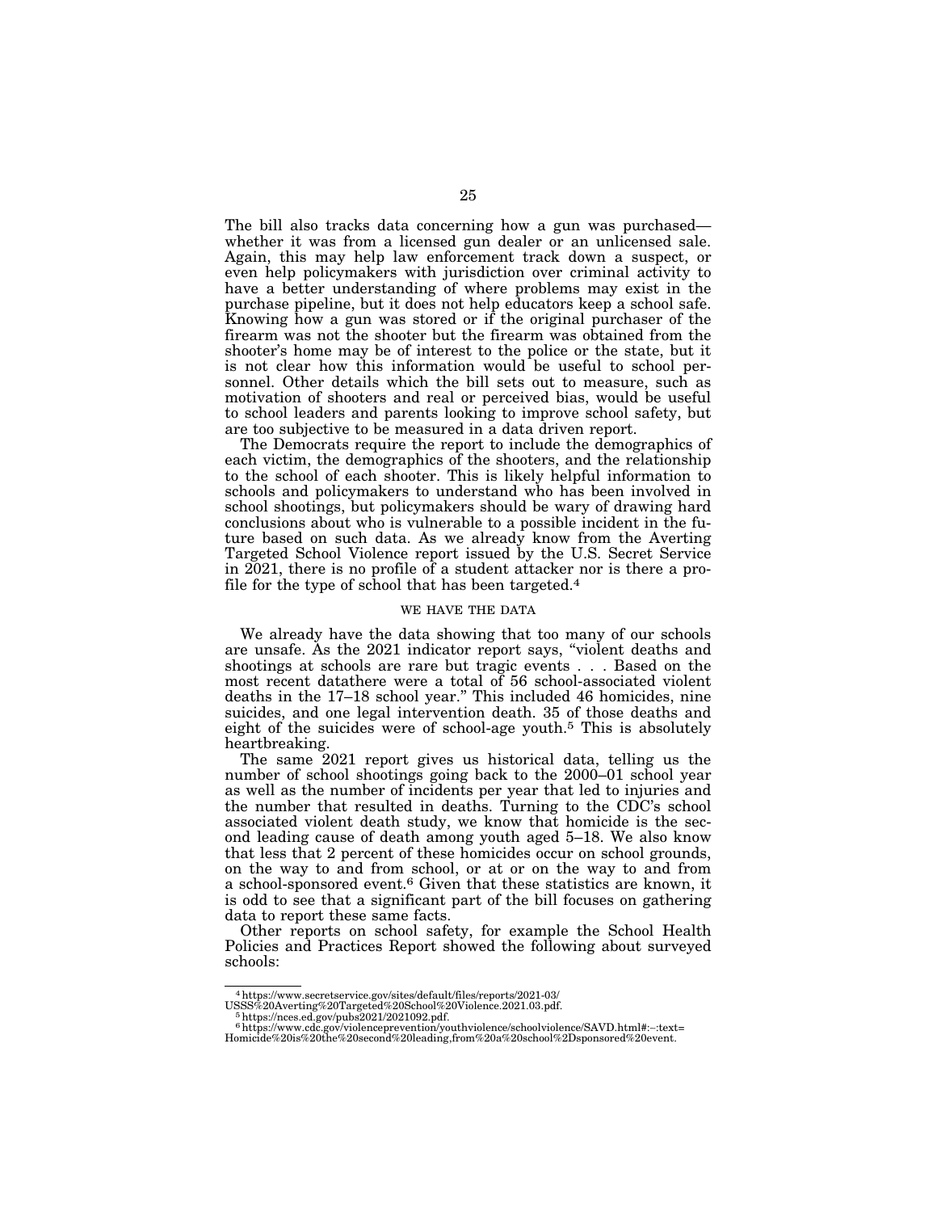The bill also tracks data concerning how a gun was purchased—whether it was from a licensed gun dealer or an unlicensed sale. Again, this may help law enforcement track down a suspect, or even help policymakers with jurisdiction over criminal activity to have a better understanding of where problems may exist in the purchase pipeline, but it does not help educators keep a school safe. Knowing how a gun was stored or if the original purchaser of the firearm was not the shooter but the firearm was obtained from the shooter's home may be of interest to the police or the state, but it is not clear how this information would be useful to school personnel. Other details which the bill sets out to measure, such as motivation of shooters and real or perceived bias, would be useful to school leaders and parents looking to improve school safety, but are too subjective to be measured in a data driven report.

The Democrats require the report to include the demographics of each victim, the demographics of the shooters, and the relationship to the school of each shooter. This is likely helpful information to schools and policymakers to understand who has been involved in school shootings, but policymakers should be wary of drawing hard conclusions about who is vulnerable to a possible incident in the future based on such data. As we already know from the Averting Targeted School Violence report issued by the U.S. Secret Service in 2021, there is no profile of a student attacker nor is there a profile for the type of school that has been targeted.[4]

## WE HAVE THE DATA

We already have the data showing that too many of our schools are unsafe. As the 2021 indicator report says, "violent deaths and shootings at schools are rare but tragic events . . . Based on the most recent datathere were a total of 56 school-associated violent deaths in the 17–18 school year." This included 46 homicides, nine suicides, and one legal intervention death. 35 of those deaths and eight of the suicides were of school-age youth.[5] This is absolutely heartbreaking.

The same 2021 report gives us historical data, telling us the number of school shootings going back to the 2000–01 school year as well as the number of incidents per year that led to injuries and the number that resulted in deaths. Turning to the CDC's school associated violent death study, we know that homicide is the second leading cause of death among youth aged 5–18. We also know that less that 2 percent of these homicides occur on school grounds, on the way to and from school, or at or on the way to and from a school-sponsored event.[6] Given that these statistics are known, it is odd to see that a significant part of the bill focuses on gathering data to report these same facts.

Other reports on school safety, for example the School Health Policies and Practices Report showed the following about surveyed schools:

---

[4] https://www.secretservice.gov/sites/default/files/reports/2021-03/USSS%20Averting%20Targeted%20School%20Violence.2021.03.pdf.

[5] https://nces.ed.gov/pubs2021/2021092.pdf.

[6] https://www.cdc.gov/violenceprevention/youthviolence/schoolviolence/SAVD.html#:~:text=Homicide%20is%20the%20second%20leading,from%20a%20school%2Dsponsored%20event.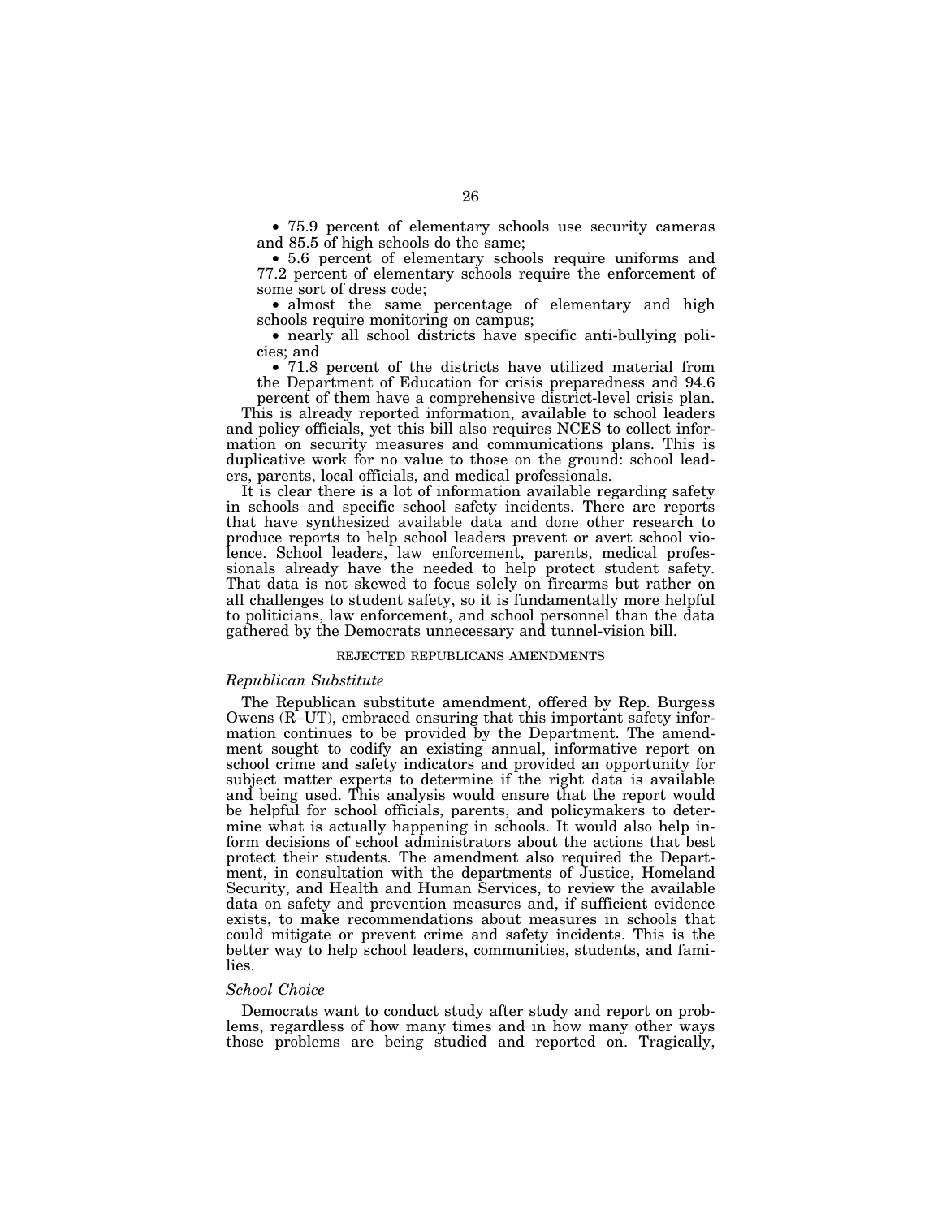- 75.9 percent of elementary schools use security cameras and 85.5 of high schools do the same;
- 5.6 percent of elementary schools require uniforms and 77.2 percent of elementary schools require the enforcement of some sort of dress code;
- almost the same percentage of elementary and high schools require monitoring on campus;
- nearly all school districts have specific anti-bullying policies; and
- 71.8 percent of the districts have utilized material from the Department of Education for crisis preparedness and 94.6 percent of them have a comprehensive district-level crisis plan.

This is already reported information, available to school leaders and policy officials, yet this bill also requires NCES to collect information on security measures and communications plans. This is duplicative work for no value to those on the ground: school leaders, parents, local officials, and medical professionals.

It is clear there is a lot of information available regarding safety in schools and specific school safety incidents. There are reports that have synthesized available data and done other research to produce reports to help school leaders prevent or avert school violence. School leaders, law enforcement, parents, medical professionals already have the needed to help protect student safety. That data is not skewed to focus solely on firearms but rather on all challenges to student safety, so it is fundamentally more helpful to politicians, law enforcement, and school personnel than the data gathered by the Democrats unnecessary and tunnel-vision bill.

## REJECTED REPUBLICANS AMENDMENTS

### *Republican Substitute*

The Republican substitute amendment, offered by Rep. Burgess Owens (R–UT), embraced ensuring that this important safety information continues to be provided by the Department. The amendment sought to codify an existing annual, informative report on school crime and safety indicators and provided an opportunity for subject matter experts to determine if the right data is available and being used. This analysis would ensure that the report would be helpful for school officials, parents, and policymakers to determine what is actually happening in schools. It would also help inform decisions of school administrators about the actions that best protect their students. The amendment also required the Department, in consultation with the departments of Justice, Homeland Security, and Health and Human Services, to review the available data on safety and prevention measures and, if sufficient evidence exists, to make recommendations about measures in schools that could mitigate or prevent crime and safety incidents. This is the better way to help school leaders, communities, students, and families.

### *School Choice*

Democrats want to conduct study after study and report on problems, regardless of how many times and in how many other ways those problems are being studied and reported on. Tragically,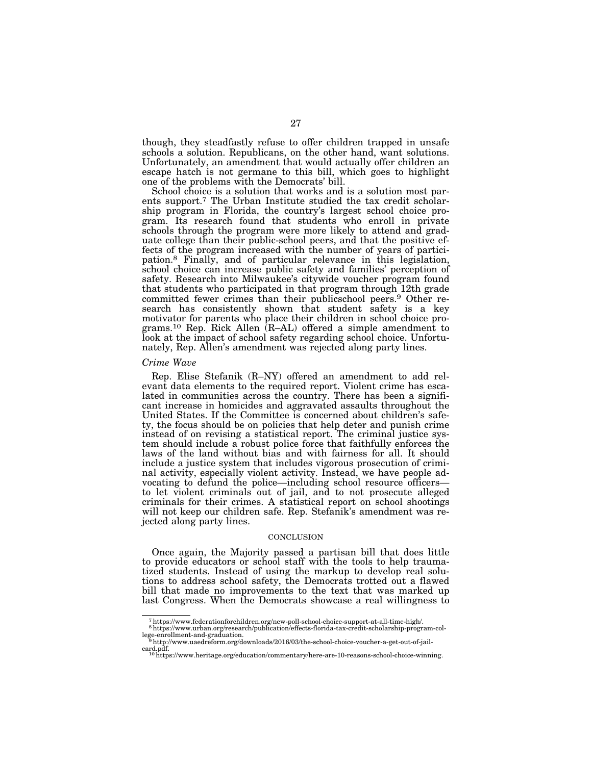though, they steadfastly refuse to offer children trapped in unsafe schools a solution. Republicans, on the other hand, want solutions. Unfortunately, an amendment that would actually offer children an escape hatch is not germane to this bill, which goes to highlight one of the problems with the Democrats' bill.

School choice is a solution that works and is a solution most parents support.[7] The Urban Institute studied the tax credit scholarship program in Florida, the country's largest school choice program. Its research found that students who enroll in private schools through the program were more likely to attend and graduate college than their public-school peers, and that the positive effects of the program increased with the number of years of participation.[8] Finally, and of particular relevance in this legislation, school choice can increase public safety and families' perception of safety. Research into Milwaukee's citywide voucher program found that students who participated in that program through 12th grade committed fewer crimes than their publicschool peers.[9] Other research has consistently shown that student safety is a key motivator for parents who place their children in school choice programs.[10] Rep. Rick Allen (R–AL) offered a simple amendment to look at the impact of school safety regarding school choice. Unfortunately, Rep. Allen's amendment was rejected along party lines.

*Crime Wave*

Rep. Elise Stefanik (R–NY) offered an amendment to add relevant data elements to the required report. Violent crime has escalated in communities across the country. There has been a significant increase in homicides and aggravated assaults throughout the United States. If the Committee is concerned about children's safety, the focus should be on policies that help deter and punish crime instead of on revising a statistical report. The criminal justice system should include a robust police force that faithfully enforces the laws of the land without bias and with fairness for all. It should include a justice system that includes vigorous prosecution of criminal activity, especially violent activity. Instead, we have people advocating to defund the police—including school resource officers—to let violent criminals out of jail, and to not prosecute alleged criminals for their crimes. A statistical report on school shootings will not keep our children safe. Rep. Stefanik's amendment was rejected along party lines.

## CONCLUSION

Once again, the Majority passed a partisan bill that does little to provide educators or school staff with the tools to help traumatized students. Instead of using the markup to develop real solutions to address school safety, the Democrats trotted out a flawed bill that made no improvements to the text that was marked up last Congress. When the Democrats showcase a real willingness to

---

[7] https://www.federationforchildren.org/new-poll-school-choice-support-at-all-time-high/.

[8] https://www.urban.org/research/publication/effects-florida-tax-credit-scholarship-program-college-enrollment-and-graduation.

[9] http://www.uaedreform.org/downloads/2016/03/the-school-choice-voucher-a-get-out-of-jail-card.pdf.

[10] https://www.heritage.org/education/commentary/here-are-10-reasons-school-choice-winning.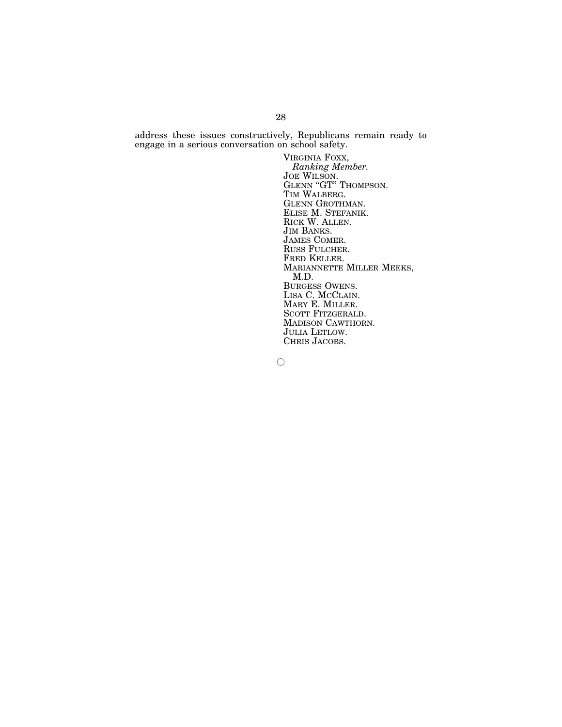address these issues constructively, Republicans remain ready to engage in a serious conversation on school safety.

VIRGINIA FOXX,
*Ranking Member.*
JOE WILSON.
GLENN "GT" THOMPSON.
TIM WALBERG.
GLENN GROTHMAN.
ELISE M. STEFANIK.
RICK W. ALLEN.
JIM BANKS.
JAMES COMER.
RUSS FULCHER.
FRED KELLER.
MARIANNETTE MILLER MEEKS, M.D.
BURGESS OWENS.
LISA C. MCCLAIN.
MARY E. MILLER.
SCOTT FITZGERALD.
MADISON CAWTHORN.
JULIA LETLOW.
CHRIS JACOBS.

○